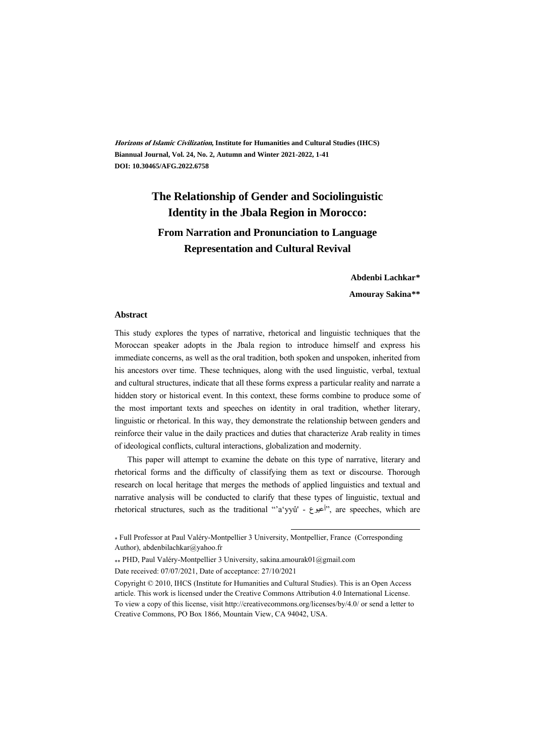***Horizons of Islamic Civilization*, Institute for Humanities and Cultural Studies (IHCS)**
**Biannual Journal, Vol. 24, No. 2, Autumn and Winter 2021-2022, 1-41**
**DOI: 10.30465/AFG.2022.6758**

# The Relationship of Gender and Sociolinguistic Identity in the Jbala Region in Morocco:

## From Narration and Pronunciation to Language Representation and Cultural Revival

**Abdenbi Lachkar***

**Amouray Sakina****

### Abstract

This study explores the types of narrative, rhetorical and linguistic techniques that the Moroccan speaker adopts in the Jbala region to introduce himself and express his immediate concerns, as well as the oral tradition, both spoken and unspoken, inherited from his ancestors over time. These techniques, along with the used linguistic, verbal, textual and cultural structures, indicate that all these forms express a particular reality and narrate a hidden story or historical event. In this context, these forms combine to produce some of the most important texts and speeches on identity in oral tradition, whether literary, linguistic or rhetorical. In this way, they demonstrate the relationship between genders and reinforce their value in the daily practices and duties that characterize Arab reality in times of ideological conflicts, cultural interactions, globalization and modernity.

This paper will attempt to examine the debate on this type of narrative, literary and rhetorical forms and the difficulty of classifying them as text or discourse. Thorough research on local heritage that merges the methods of applied linguistics and textual and narrative analysis will be conducted to clarify that these types of linguistic, textual and rhetorical structures, such as the traditional "'a'yyû' - أعيوع", are speeches, which are

* Full Professor at Paul Valéry-Montpellier 3 University, Montpellier, France (Corresponding Author), abdenbilachkar@yahoo.fr

** PHD, Paul Valéry-Montpellier 3 University, sakina.amourak01@gmail.com

Date received: 07/07/2021, Date of acceptance: 27/10/2021

Copyright © 2010, IHCS (Institute for Humanities and Cultural Studies). This is an Open Access article. This work is licensed under the Creative Commons Attribution 4.0 International License. To view a copy of this license, visit http://creativecommons.org/licenses/by/4.0/ or send a letter to Creative Commons, PO Box 1866, Mountain View, CA 94042, USA.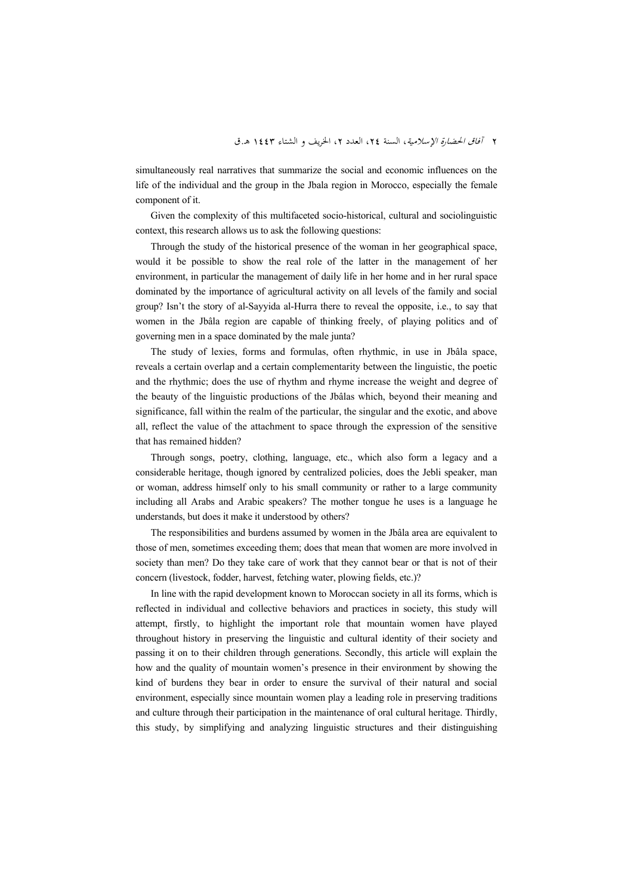simultaneously real narratives that summarize the social and economic influences on the life of the individual and the group in the Jbala region in Morocco, especially the female component of it.

Given the complexity of this multifaceted socio-historical, cultural and sociolinguistic context, this research allows us to ask the following questions:

Through the study of the historical presence of the woman in her geographical space, would it be possible to show the real role of the latter in the management of her environment, in particular the management of daily life in her home and in her rural space dominated by the importance of agricultural activity on all levels of the family and social group? Isn't the story of al-Sayyida al-Hurra there to reveal the opposite, i.e., to say that women in the Jbâla region are capable of thinking freely, of playing politics and of governing men in a space dominated by the male junta?

The study of lexies, forms and formulas, often rhythmic, in use in Jbâla space, reveals a certain overlap and a certain complementarity between the linguistic, the poetic and the rhythmic; does the use of rhythm and rhyme increase the weight and degree of the beauty of the linguistic productions of the Jbâlas which, beyond their meaning and significance, fall within the realm of the particular, the singular and the exotic, and above all, reflect the value of the attachment to space through the expression of the sensitive that has remained hidden?

Through songs, poetry, clothing, language, etc., which also form a legacy and a considerable heritage, though ignored by centralized policies, does the Jebli speaker, man or woman, address himself only to his small community or rather to a large community including all Arabs and Arabic speakers? The mother tongue he uses is a language he understands, but does it make it understood by others?

The responsibilities and burdens assumed by women in the Jbâla area are equivalent to those of men, sometimes exceeding them; does that mean that women are more involved in society than men? Do they take care of work that they cannot bear or that is not of their concern (livestock, fodder, harvest, fetching water, plowing fields, etc.)?

In line with the rapid development known to Moroccan society in all its forms, which is reflected in individual and collective behaviors and practices in society, this study will attempt, firstly, to highlight the important role that mountain women have played throughout history in preserving the linguistic and cultural identity of their society and passing it on to their children through generations. Secondly, this article will explain the how and the quality of mountain women's presence in their environment by showing the kind of burdens they bear in order to ensure the survival of their natural and social environment, especially since mountain women play a leading role in preserving traditions and culture through their participation in the maintenance of oral cultural heritage. Thirdly, this study, by simplifying and analyzing linguistic structures and their distinguishing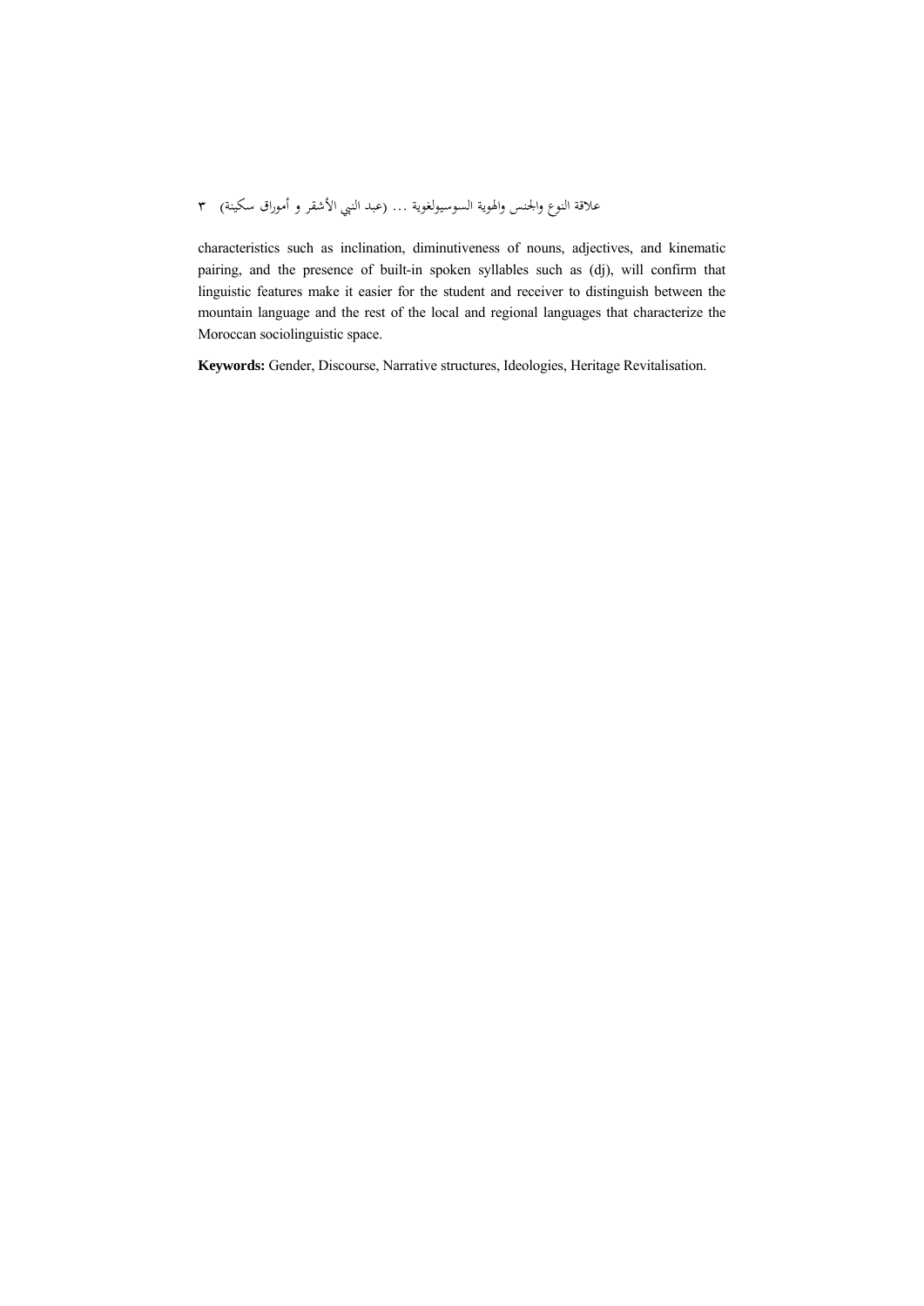characteristics such as inclination, diminutiveness of nouns, adjectives, and kinematic pairing, and the presence of built-in spoken syllables such as (dj), will confirm that linguistic features make it easier for the student and receiver to distinguish between the mountain language and the rest of the local and regional languages that characterize the Moroccan sociolinguistic space.

**Keywords:** Gender, Discourse, Narrative structures, Ideologies, Heritage Revitalisation.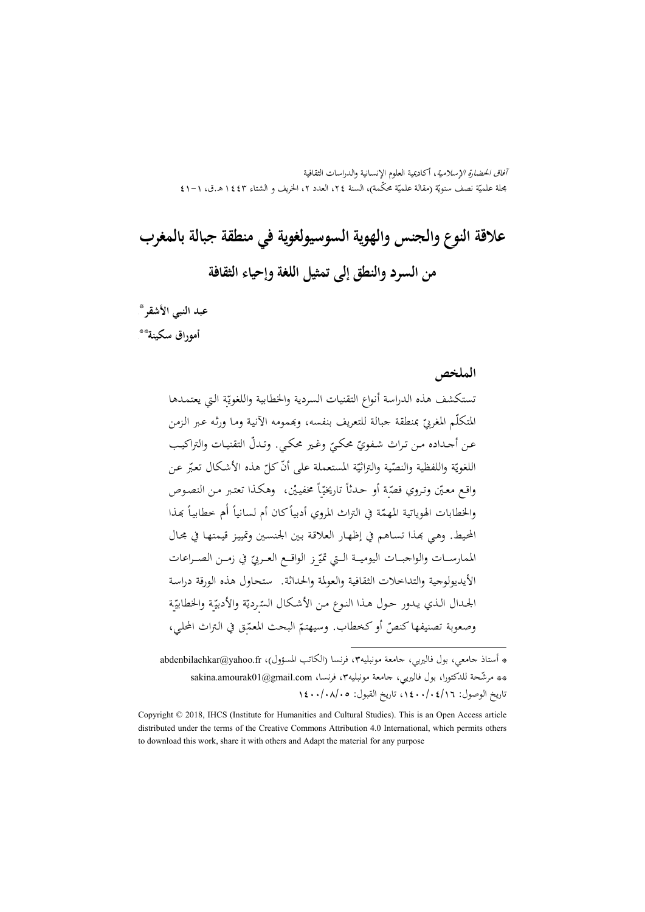# علاقة النوع والجنس والهوية السوسيولغوية في منطقة جبالة بالمغرب

## من السرد والنطق إلى تمثيل اللغة وإحياء الثقافة

**عبد النبي الأشقر***

**أموراق سكينة****

### الملخص

تستكشف هذه الدراسة أنواع التقنيات السردية والخطابية واللغويّة التي يعتمدها المتكلّم المغربيّ بمنطقة جبالة للتعريف بنفسه، وبهمومه الآنية وما ورثه عبر الزمن عن أجداده من تراث شفويّ محكيّ وغير محكي. وتدلّ التقنيات والتراكيب اللغويّة واللفظية والنصّية والتراثيّة المستعملة على أنّ كلّ هذه الأشكال تعبّر عن واقع معيّن وتروي قصّة أو حدثاً تاريخيّاً مخفييْن، وهكذا تعتبر من النصوص والخطابات الهوياتية المهمّة في التراث المروي أدبياً كان أم لسانياً أم خطابياً بهذا المحيط. وهي بهذا تساهم في إظهار العلاقة بين الجنسين وتمييز قيمتها في مجال الممارسات والواجبات اليومية التي تميّز الواقع العربيّ في زمن الصراعات الأيديولوجية والتداخلات الثقافية والعولمة والحداثة. ستحاول هذه الورقة دراسة الجدال الذي يدور حول هذا النوع من الأشكال السّرديّة والأدبيّة والخطابيّة وصعوبة تصنيفها كنصّ أو كخطاب. وسيهتمّ البحث المعمّق في التراث المحلي،

---

* أستاذ جامعي، بول فاليريي، جامعة مونبليه٣، فرنسا (الكاتب المسؤول)، abdenbilachkar@yahoo.fr

** مرشّحة للدكتورا، بول فاليريي، جامعة مونبليه٣، فرنسا، sakina.amourak01@gmail.com

تاريخ الوصول: ١٤٠٠/٠٤/١٦، تاريخ القبول: ١٤٠٠/٠٨/٠٥

Copyright © 2018, IHCS (Institute for Humanities and Cultural Studies). This is an Open Access article distributed under the terms of the Creative Commons Attribution 4.0 International, which permits others to download this work, share it with others and Adapt the material for any purpose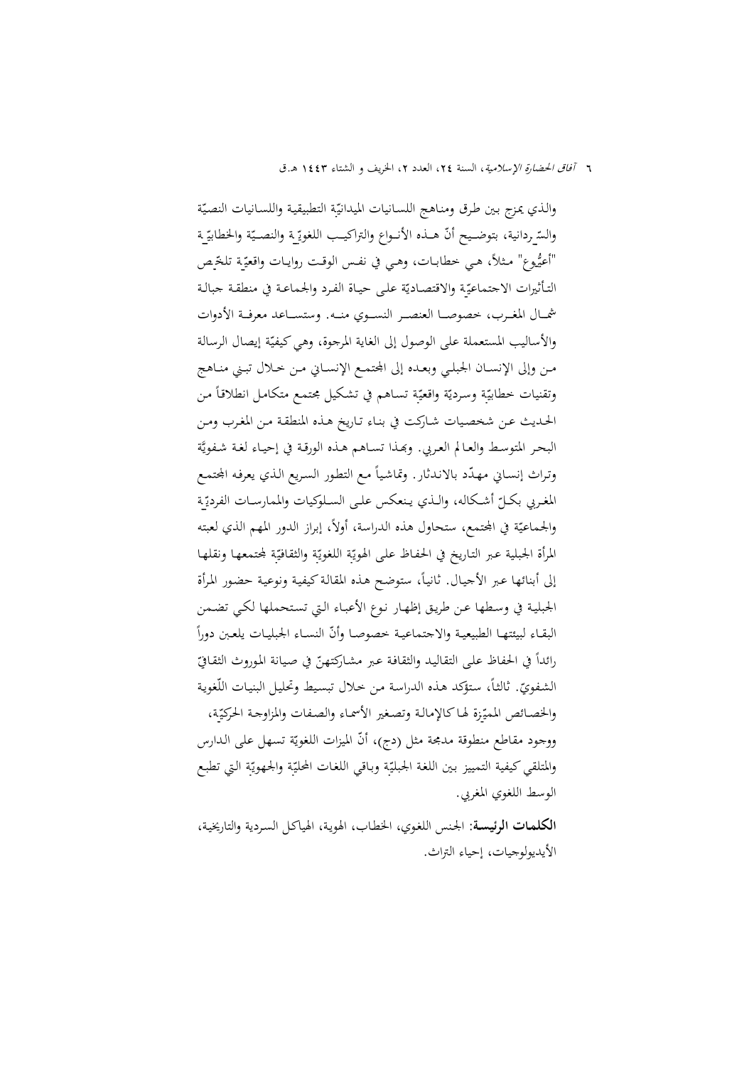والذي يمزج بين طرق ومناهج اللسانيات الميدانيّة التطبيقية واللسانيات النصيّة والسّردانية، بتوضيح أنّ هذه الأنواع والتراكيب اللغويّة والنصيّة والخطابيّة "أعيُّوع" مثلاً، هي خطابات، وهي في نفس الوقت روايات واقعيّة تلخّص التأثيرات الاجتماعيّة والاقتصاديّة على حياة الفرد والجماعة في منطقة جبالة شمال المغرب، خصوصا العنصر النسوي منه. وستساعد معرفة الأدوات والأساليب المستعملة على الوصول إلى الغاية المرجوة، وهي كيفيّة إيصال الرسالة من وإلى الإنسان الجبلي وبعده إلى المجتمع الإنساني من خلال تبني مناهج وتقنيات خطابيّة وسرديّة واقعيّة تساهم في تشكيل مجتمع متكامل انطلاقاً من الحديث عن شخصيات شاركت في بناء تاريخ هذه المنطقة من المغرب ومن البحر المتوسط والعالم العربي. وبهذا تساهم هذه الورقة في إحياء لغة شفويَّة وتراث إنساني مهدّد بالاندثار. وتماشياً مع التطور السريع الذي يعرفه المجتمع المغربي بكلّ أشكاله، والذي ينعكس على السلوكيات والممارسات الفرديّة والجماعيّة في المجتمع، ستحاول هذه الدراسة، أولاً، إبراز الدور المهم الذي لعبته المرأة الجبلية عبر التاريخ في الحفاظ على الهويّة اللغويّة والثقافيّة لمجتمعها ونقلها إلى أبنائها عبر الأجيال. ثانياً، ستوضح هذه المقالة كيفية ونوعية حضور المرأة الجبلية في وسطها عن طريق إظهار نوع الأعباء التي تستحملها لكي تضمن البقاء لبيئتها الطبيعية والاجتماعية خصوصا وأنّ النساء الجبليات يلعبن دوراً رائداً في الحفاظ على التقاليد والثقافة عبر مشاركتهنّ في صيانة الموروث الثقافيّ الشفويّ. ثالثاً، ستؤكد هذه الدراسة من خلال تبسيط وتحليل البنيات اللّغوية والخصائص المميّزة لها كالإمالة وتصغير الأسماء والصفات والمزاوجة الحركيّة، ووجود مقاطع منطوقة مدمجة مثل (دج)، أنّ الميزات اللغويّة تسهل على الدارس والمتلقي كيفية التمييز بين اللغة الجبليّة وباقي اللغات المحليّة والجهويّة التي تطبع الوسط اللغوي المغربي.

**الكلمات الرئيسة**: الجنس اللغوي، الخطاب، الهوية، الهياكل السردية والتاريخية، الأيديولوجيات، إحياء التراث.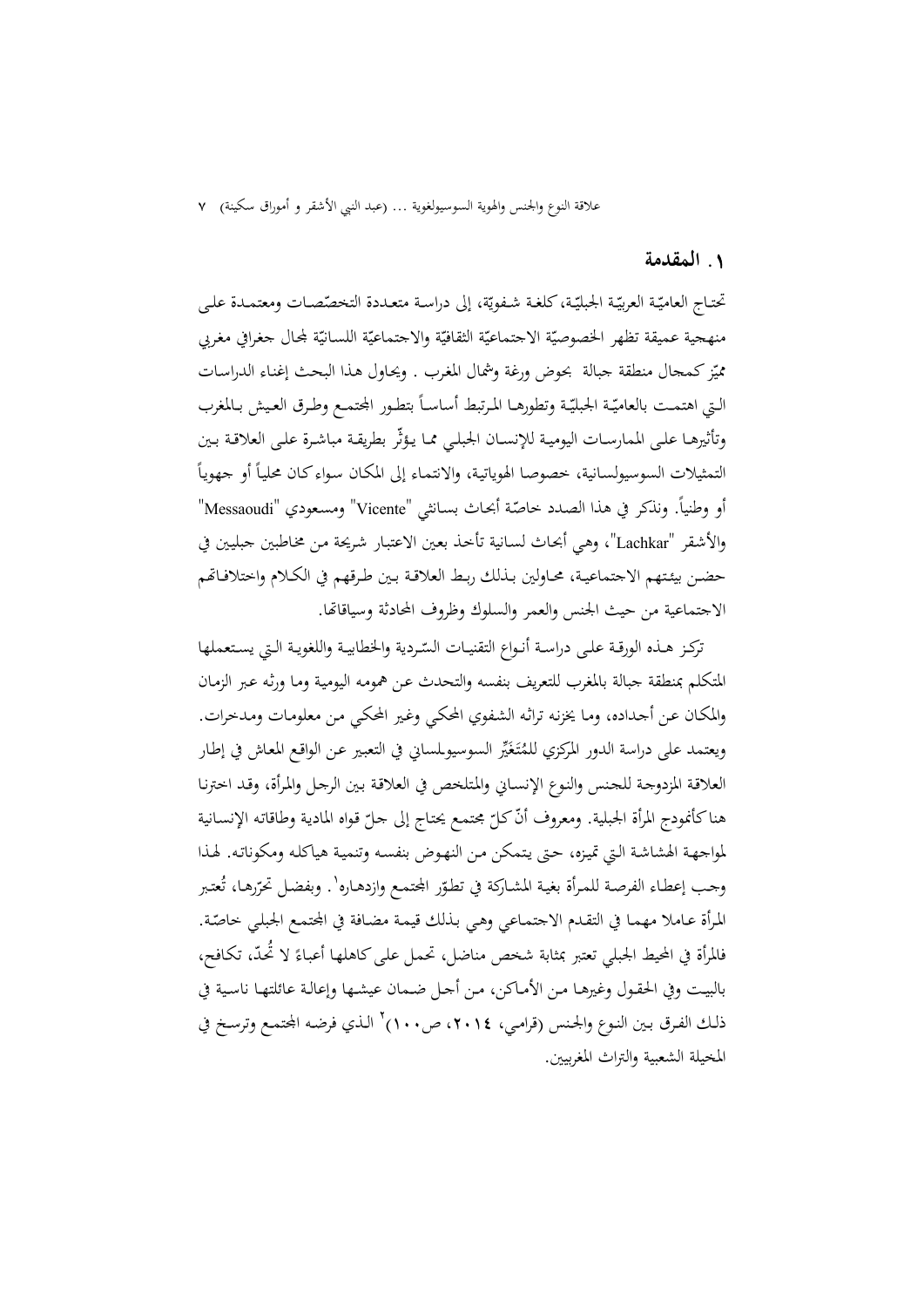## ١. المقدمة

تحتاج العاميّة العربيّة الجبليّة، كلغة شفويّة، إلى دراسة متعددة التخصّصات ومعتمدة على منهجية عميقة تظهر الخصوصيّة الاجتماعيّة الثقافيّة والاجتماعيّة اللسانيّة لمجال جغرافي مغربي مميّز كمجال منطقة جبالة بحوض ورغة وشمال المغرب . ويحاول هذا البحث إغناء الدراسات التي اهتمت بالعاميّة الجبليّة وتطورها المرتبط أساساً بتطور المجتمع وطرق العيش بالمغرب وتأثيرها على الممارسات اليومية للإنسان الجبلي مما يؤثّر بطريقة مباشرة على العلاقة بين التمثيلات السوسيولسانية، خصوصا الهوياتية، والانتماء إلى المكان سواء كان محلياً أو جهوياً أو وطنياً. ونذكر في هذا الصدد خاصّة أبحاث بسانتي "Vicente" ومسعودي "Messaoudi" والأشقر "Lachkar"، وهي أبحاث لسانية تأخذ بعين الاعتبار شريحة من مخاطبين جبليين في حضن بيئتهم الاجتماعية، محاولين بذلك ربط العلاقة بين طرقهم في الكلام واختلافاتهم الاجتماعية من حيث الجنس والعمر والسلوك وظروف المحادثة وسياقاتها.

تركز هذه الورقة على دراسة أنواع التقنيات السّردية والخطابية واللغوية التي يستعملها المتكلم بمنطقة جبالة بالمغرب للتعريف بنفسه والتحدث عن همومه اليومية وما ورثه عبر الزمان والمكان عن أجداده، وما يخزنه تراثه الشفوي المحكي وغير المحكي من معلومات ومدخرات. ويعتمد على دراسة الدور المركزي للمُتَغَيِّر السوسيولساني في التعبير عن الواقع المعاش في إطار العلاقة المزدوجة للجنس والنوع الإنساني والمتلخص في العلاقة بين الرجل والمرأة، وقد اخترنا هنا كأنموذج المرأة الجبلية. ومعروف أنّ كلّ مجتمع يحتاج إلى جلّ قواه المادية وطاقاته الإنسانية لمواجهة الهشاشة التي تميزه، حتى يتمكن من النهوض بنفسه وتنمية هياكله ومكوناته. لهذا وجب إعطاء الفرصة للمرأة بغية المشاركة في تطوّر المجتمع وازدهاره[١]. وبفضل تحرّرها، تُعتبر المرأة عاملا مهما في التقدم الاجتماعي وهي بذلك قيمة مضافة في المجتمع الجبلي خاصّة. فالمرأة في المحيط الجبلي تعتبر بمثابة شخص مناضل، تحمل على كاهلها أعباءً لا تُحدّ، تكافح، بالبيت وفي الحقول وغيرها من الأماكن، من أجل ضمان عيشها وإعالة عائلتها ناسية في ذلك الفرق بين النوع والجنس (قرامي، ٢٠١٤، ص١٠٠)[٢] الذي فرضه المجتمع وترسخ في المخيلة الشعبية والتراث المغربيين.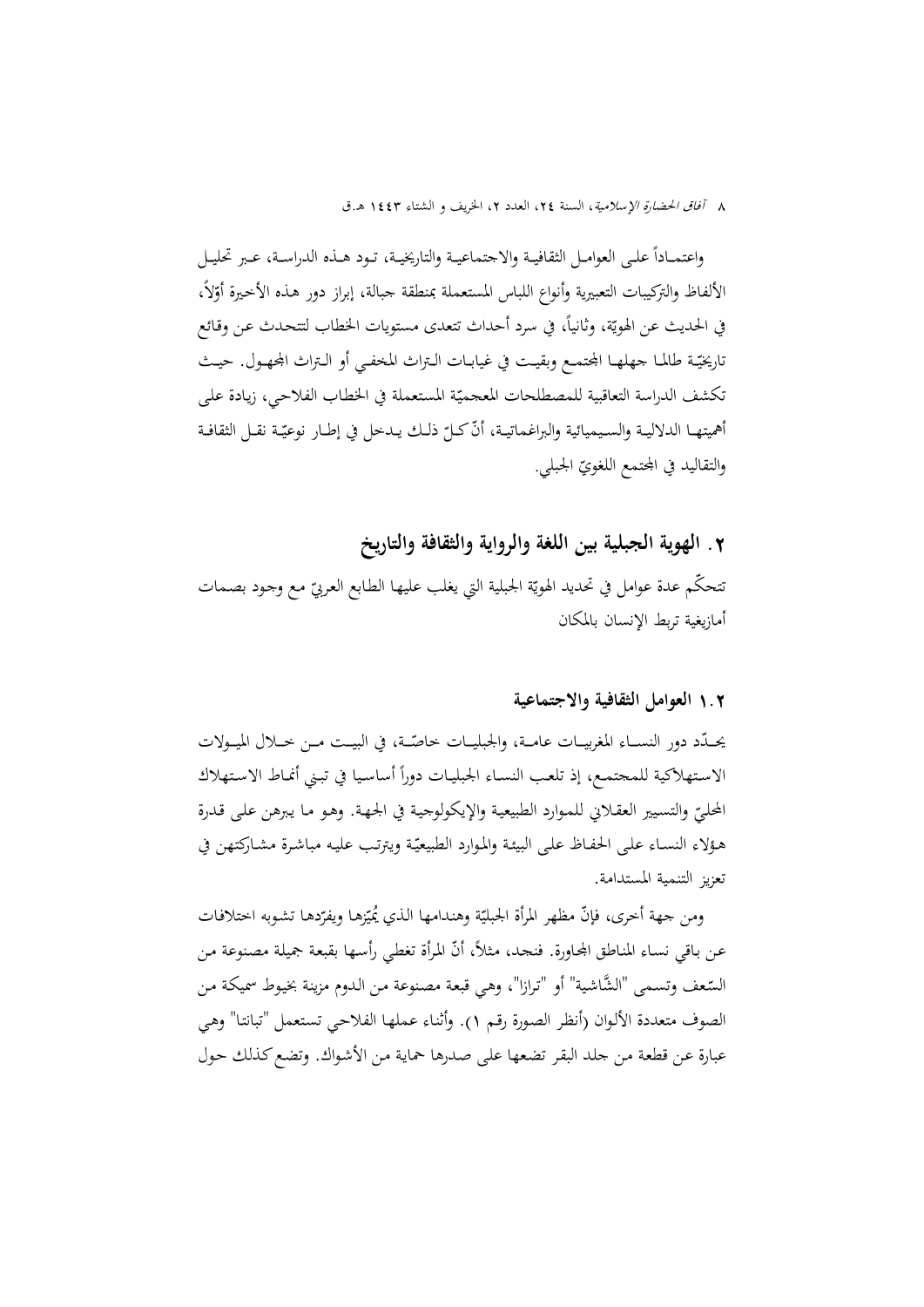واعتمـاداً علـى العوامـل الثقافيـة والاجتماعيـة والتاريخيـة، تـود هـذه الدراسـة، عـبر تحليـل الألفاظ والتركيبات التعبيرية وأنواع اللباس المستعملة بمنطقة جبالة، إبراز دور هذه الأخيرة أوّلاً، في الحديث عن الهويّة، وثانياً، في سرد أحداث تتعدى مستويات الخطاب لتتحدث عن وقائع تاريخيّة طالما جهلها المجتمع وبقيت في غيابات التراث المخفي أو التراث المجهول. حيث تكشف الدراسة التعاقبية للمصطلحات المعجميّة المستعملة في الخطاب الفلاحي، زيادة على أهميتها الدلالية والسيميائية والبراغماتية، أنّ كلّ ذلك يدخل في إطار نوعيّة نقل الثقافة والتقاليد في المجتمع اللغويّ الجبلي.

## ٢. الهوية الجبلية بين اللغة والرواية والثقافة والتاريخ

تتحكّم عدة عوامل في تحديد الهويّة الجبلية التي يغلب عليها الطابع العربيّ مع وجود بصمات أمازيغية تربط الإنسان بالمكان

### ١.٢ العوامل الثقافية والاجتماعية

يحدّد دور النساء المغربيات عامة، والجبليات خاصّة، في البيت من خلال الميولات الاستهلاكية للمجتمع، إذ تلعب النساء الجبليات دوراً أساسيا في تبني أنماط الاستهلاك المحليّ والتسيير العقلاني للموارد الطبيعية والإيكولوجية في الجهة. وهو ما يبرهن على قدرة هؤلاء النساء على الحفاظ على البيئة والموارد الطبيعيّة ويترتب عليه مباشرة مشاركتهن في تعزيز التنمية المستدامة.

ومن جهة أخرى، فإنّ مظهر المرأة الجبليّة وهندامها الذي يُميّزها ويفرّدها تشوبه اختلافات عن باقي نساء المناطق المجاورة. فنجد، مثلاً، أنّ المرأة تغطي رأسها بقبعة جميلة مصنوعة من السّعف وتسمى "الشّاشية" أو "ترازا"، وهي قبعة مصنوعة من الدوم مزينة بخيوط سميكة من الصوف متعددة الألوان (أنظر الصورة رقم ١). وأثناء عملها الفلاحي تستعمل "تبانتا" وهي عبارة عن قطعة من جلد البقر تضعها على صدرها حماية من الأشواك. وتضع كذلك حول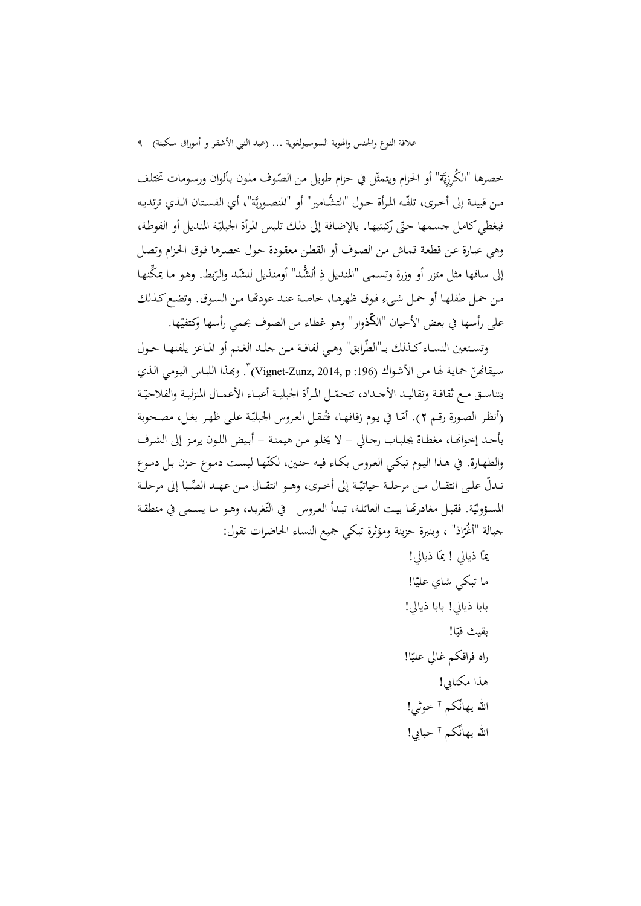خصرها "الكُرزِيَّة" أو الحزام ويتمثّل في حزام طويل من الصّوف ملون بألوان ورسومات تختلف من قبيلة إلى أخرى، تلفّه المرأة حول "التشّامير" أو "المنصوريَّة"، أي الفستان الذي ترتديه فيغطي كامل جسمها حتّى ركبتيها. بالإضافة إلى ذلك تلبس المرأة الجبليّة المنديل أو الفوطة، وهي عبارة عن قطعة قماش من الصوف أو القطن معقودة حول خصرها فوق الحزام وتصل إلى ساقها مثل مئزر أو وزرة وتسمى "المنديل ذِ اُلشّد" أومنديل للشّد والرّبط. وهو ما يمكّنها من حمل طفلها أو حمل شيء فوق ظهرها، خاصة عند عودتها من السوق. وتضع كذلك على رأسها في بعض الأحيان "الكّذوار" وهو غطاء من الصوف يحمي رأسها وكتفيْها.

وتستعين النساء كذلك بـ"الطّرابق" وهي لفافة من جلد الغنم أو الماعز يلفنها حول سيقانهنّ حماية لها من الأشواك (Vignet-Zunz, 2014, p :196)[3]. وبهذا اللباس اليومي الذي يتناسق مع ثقافة وتقاليد الأجداد، تتحمّل المرأة الجبلية أعباء الأعمال المنزلية والفلاحيّة (أنظر الصورة رقم ٢). أمّا في يوم زفافها، فتُنقل العروس الجبليّة على ظهر بغل، مصحوبة بأحد إخوانها، مغطاة بجلباب رجالي – لا يخلو من هيمنة – أبيض اللون يرمز إلى الشرف والطهارة. في هذا اليوم تبكي العروس بكاء فيه حنين، لكنّها ليست دموع حزن بل دموع تدلّ على انتقال من مرحلة حياتيّة إلى أخرى، وهو انتقال من عهد الصِّبا إلى مرحلة المسؤوليّة. فقبل مغادرتها بيت العائلة، تبدأ العروس في التّغريد، وهو ما يسمى في منطقة جبالة "أغْرّاذ" ، وبنبرة حزينة ومؤثرة تبكي جميع النساء الحاضرات تقول:

يمّا ذيالي ! يمّا ذيالي!

ما تبكي شاي عليّا!

بابا ذيالي! بابا ذيالي!

بقيث فيّا!

راه فراقكم غالي عليّا!

هذا مكتابي!

الله يهانّكم آ خوثي!

الله يهانّكم آ حبابي!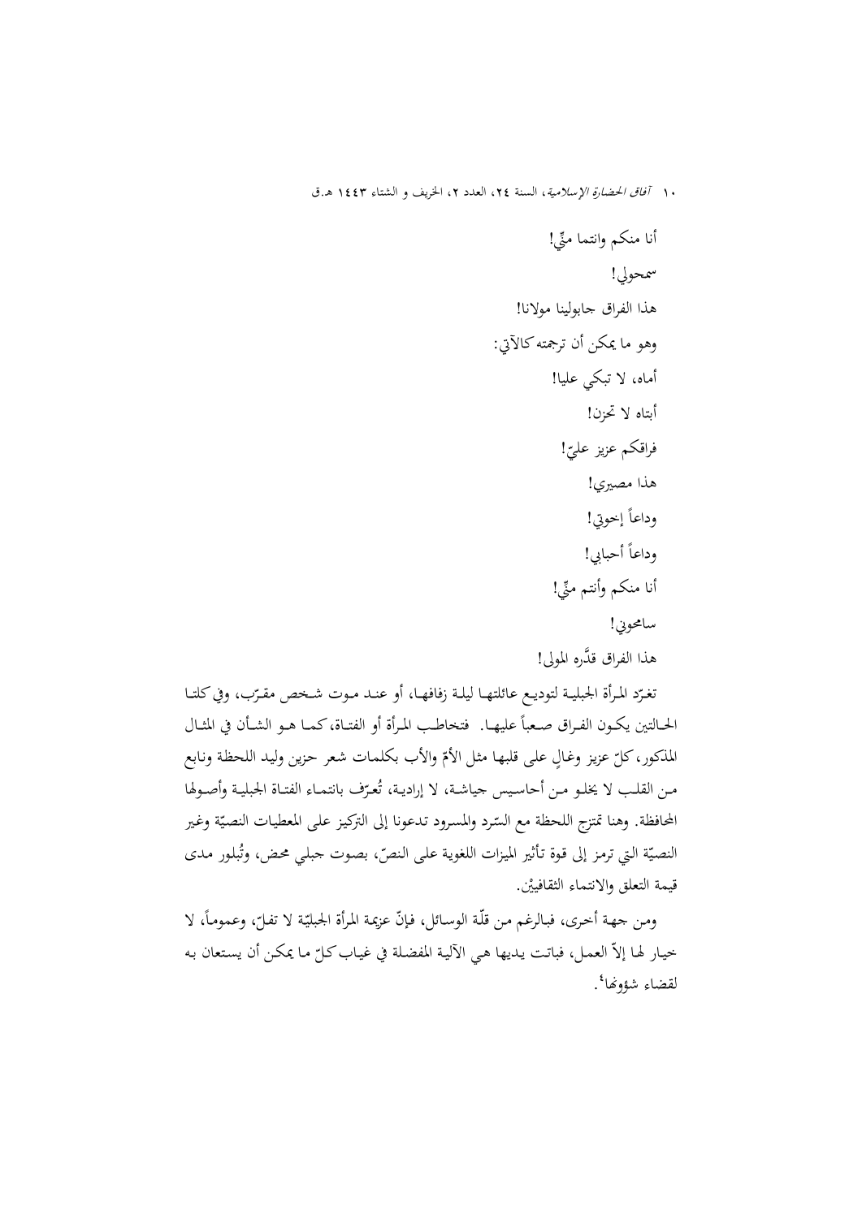أنا منكم وانتما منّي!

سمحولي!

هذا الفراق جابولينا مولانا!

وهو ما يمكن أن ترجمته كالآتي:

أماه، لا تبكي عليا!

أبتاه لا تحزن!

فراقكم عزيز عليّ!

هذا مصيري!

وداعاً إخوتي!

وداعاً أحبابي!

أنا منكم وأنتم منّي!

سامحوني!

هذا الفراق قدَّره المولى!

تغرّد المرأة الجبلية لتوديع عائلتها ليلة زفافها، أو عند موت شخص مقرّب، وفي كلتا الحالتين يكون الفراق صعباً عليها. فتخاطب المرأة أو الفتاة، كما هو الشأن في المثال المذكور، كلّ عزيز وغالٍ على قلبها مثل الأمّ والأب بكلمات شعر حزين وليد اللحظة ونابع من القلب لا يخلو من أحاسيس جياشة، لا إرادية، تُعرّف بانتماء الفتاة الجبلية وأصولها المحافظة. وهنا تمتزج اللحظة مع السّرد والمسرود تدعونا إلى التركيز على المعطيات النصيّة وغير النصيّة التي ترمز إلى قوة تأثير الميزات اللغوية على النصّ، بصوت جبلي محض، وتُبلور مدى قيمة التعلق والانتماء الثقافييْن.

ومن جهة أخرى، فبالرغم من قلّة الوسائل، فإنّ عزيمة المرأة الجبليّة لا تفلّ، وعموماً، لا خيار لها إلاّ العمل، فباتت يديها هي الآلية المفضلة في غياب كلّ ما يمكن أن يستعان به لقضاء شؤونها[4].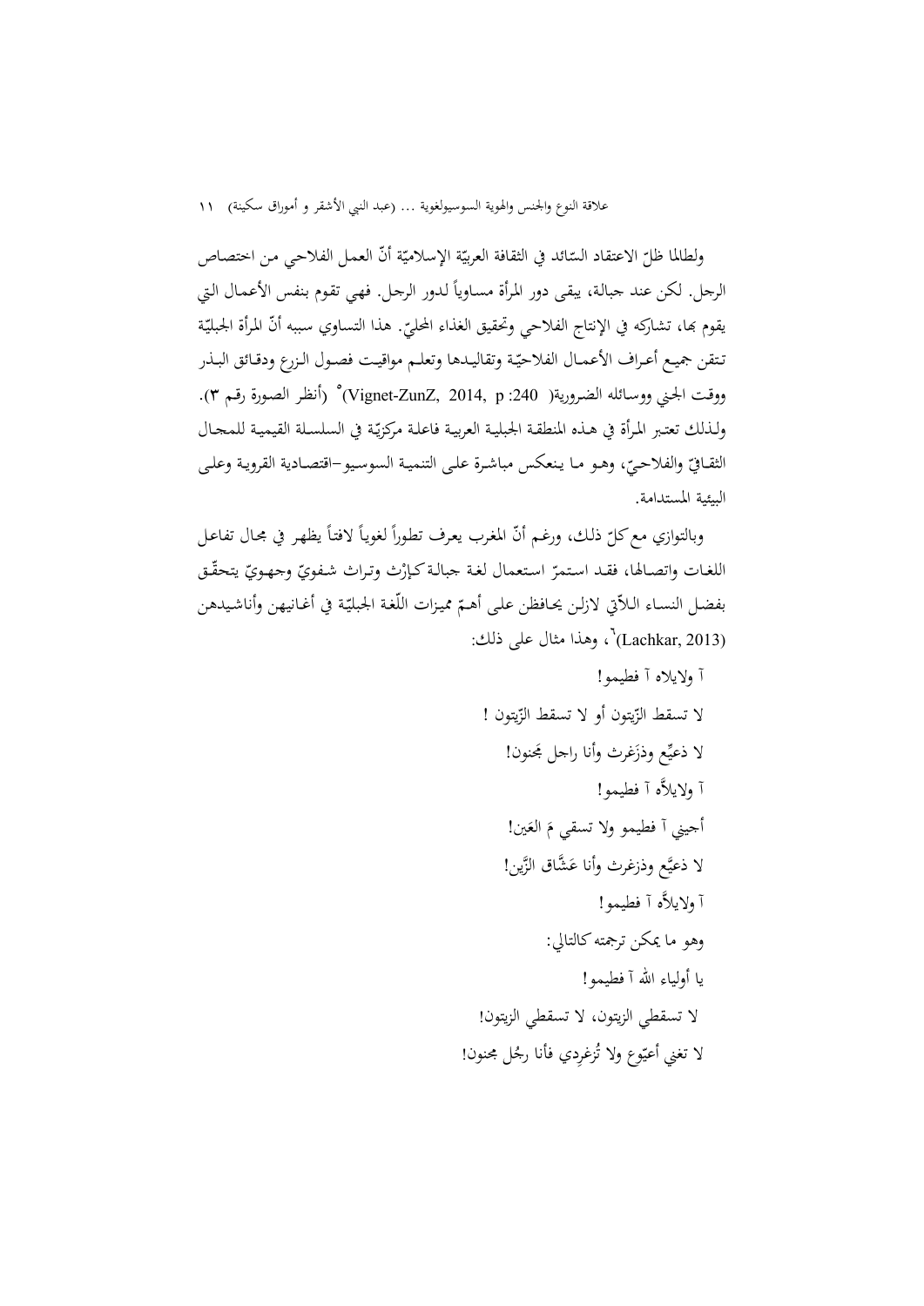ولطالما ظلّ الاعتقاد السّائد في الثقافة العربيّة الإسلاميّة أنّ العمل الفلاحي من اختصاص الرجل. لكن عند جبالة، يبقى دور المرأة مساوياً لدور الرجل. فهي تقوم بنفس الأعمال التي يقوم بها، تشاركه في الإنتاج الفلاحي وتحقيق الغذاء المحليّ. هذا التساوي سببه أنّ المرأة الجبليّة تتقن جميع أعراف الأعمال الفلاحيّة وتقاليدها وتعلم مواقيت فصول الزرع ودقائق البذر ووقت الجني ووسائله الضرورية( Vignet-ZunZ, 2014, p :240)[٥] (أنظر الصورة رقم ٣). ولذلك تعتبر المرأة في هذه المنطقة الجبلية العربية فاعلة مركزيّة في السلسلة القيمية للمجال الثقافيّ والفلاحيّ، وهو ما ينعكس مباشرة على التنمية السوسيو–اقتصادية القروية وعلى البيئية المستدامة.

وبالتوازي مع كلّ ذلك، ورغم أنّ المغرب يعرف تطوراً لغوياً لافتاً يظهر في مجال تفاعل اللغات واتصالها، فقد استمرّ استعمال لغة جبالة كإرْث وتراث شفويّ وجهويّ يتحقّق بفضل النساء اللاّتي لازلن يحافظن على أهمّ مميزات اللّغة الجبليّة في أغانيهن وأناشيدهن (Lachkar, 2013)[٦]، وهذا مثال على ذلك:

آ ولايلاه آ فطيمو!

لا تسقط الزّيتون أو لا تسقط الزّيتون !

لا ذعيّع وذزَغرث وأنا راجل مجنون!

آ ولايلاَّه آ فطيمو!

أجيني آ فطيمو ولا تسقي مَ العَين!

لا ذعيَّع وذزغرث وأنا عَشَّاق الزَّين!

آ ولايلاَّه آ فطيمو!

وهو ما يمكن ترجمته كالتالي:

يا أولياء الله آ فطيمو!

لا تسقطي الزيتون، لا تسقطي الزيتون!

لا تغني أعيّوع ولا تُزغرِدي فأنا رجُل مجنون!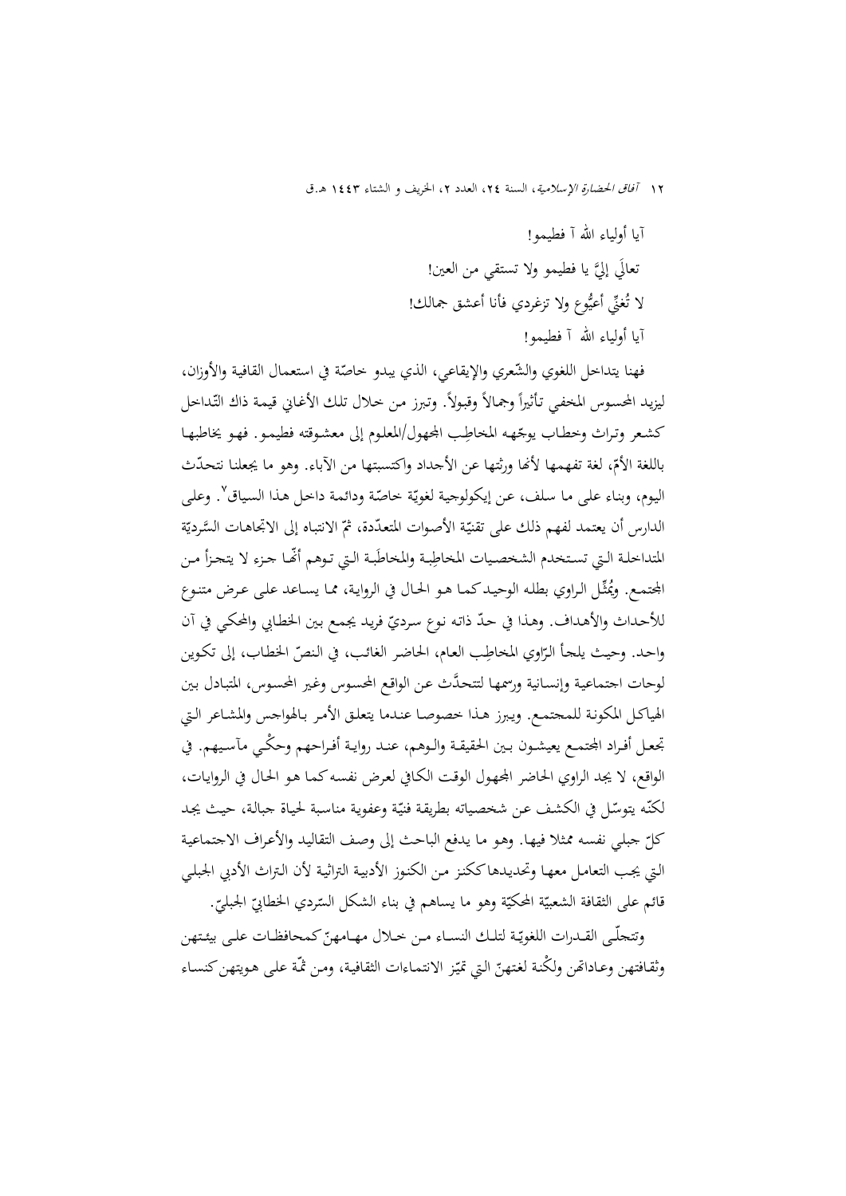آيا أولياء الله آ فطيمو!

تعالَي إليَّ يا فطيمو ولا تستقي من العين!

لا تُغنِّي أعيُّوع ولا تزغردي فأنا أعشق جمالك!

آيا أولياء الله آ فطيمو!

فهنا يتداخل اللغوي والشّعري والإيقاعي، الذي يبدو خاصّة في استعمال القافية والأوزان، ليزيد المحسوس المخفي تأثيراً وجمالاً وقبولاً. وتبرز من خلال تلك الأغاني قيمة ذاك التّداخل كشعر وتراث وخطاب يوجّهه المخاطِب المجهول/المعلوم إلى معشوقته فطيمو. فهو يخاطبها باللغة الأمّ، لغة تفهمها لأنها ورثتها عن الأجداد واكتسبتها من الآباء. وهو ما يجعلنا نتحدّث اليوم، وبناء على ما سلف، عن إيكولوجية لغويّة خاصّة ودائمة داخل هذا السياق[7]. وعلى الدارس أن يعتمد لفهم ذلك على تقنيّة الأصوات المتعدّدة، ثمّ الانتباه إلى الاتجاهات السَّرديّة المتداخلة التي تستخدم الشخصيات المخاطِبة والمخاطَبة التي توهم أنّها جزء لا يتجزأ من المجتمع. ويُمثِّل الراوي بطله الوحيد كما هو الحال في الرواية، مما يساعد على عرض متنوع للأحداث والأهداف. وهذا في حدّ ذاته نوع سرديّ فريد يجمع بين الخطابي والمحكي في آن واحد. وحيث يلجأ الرّاوي المخاطِب العام، الحاضر الغائب، في النصّ الخطاب، إلى تكوين لوحات اجتماعية وإنسانية ورسمها لتتحدَّث عن الواقع المحسوس وغير المحسوس، المتبادل بين الهياكل المكونة للمجتمع. ويبرز هذا خصوصا عندما يتعلق الأمر بالهواجس والمشاعر التي تجعل أفراد المجتمع يعيشون بين الحقيقة والوهم، عند رواية أفراحهم وحكْي مآسيهم. في الواقع، لا يجد الراوي الحاضر المجهول الوقت الكافي لعرض نفسه كما هو الحال في الروايات، لكنّه يتوسّل في الكشف عن شخصياته بطريقة فنيّة وعفوية مناسبة لحياة جبالة، حيث يجد كلّ جبلي نفسه ممثلا فيها. وهو ما يدفع الباحث إلى وصف التقاليد والأعراف الاجتماعية التي يجب التعامل معها وتحديدها ككنز من الكنوز الأدبية التراثية لأن التراث الأدبي الجبلي قائم على الثقافة الشعبيّة المحكيّة وهو ما يساهم في بناء الشكل السّردي الخطابيّ الجبليّ.

وتتجلّى القدرات اللغويّة لتلك النساء من خلال مهامهنّ كمحافظات على بيئتهن وثقافتهن وعاداتهن ولكْنة لغتهنّ التي تميّز الانتماءات الثقافية، ومن ثمّة على هويتهن كنساء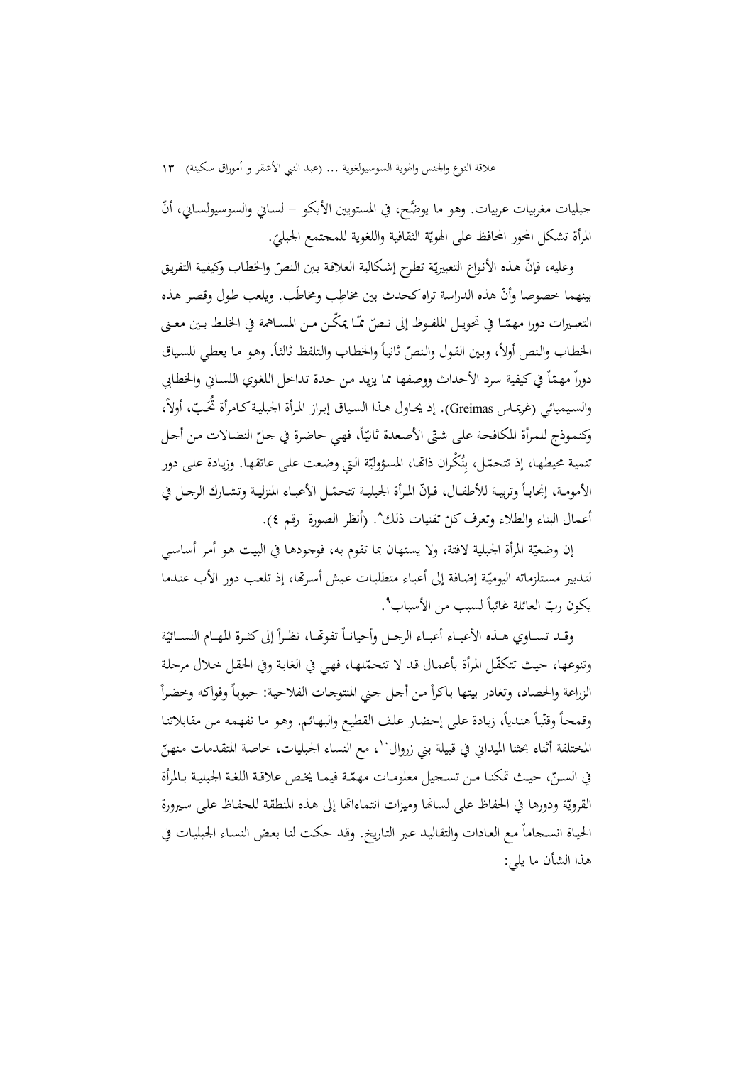جبليات مغربيات عربيات. وهو ما يوضّح، في المستويين الأيكو – لساني والسوسيولساني، أنّ المرأة تشكل المحور المحافظ على الهويّة الثقافية واللغوية للمجتمع الجبليّ.

وعليه، فإنّ هذه الأنواع التعبيريّة تطرح إشكالية العلاقة بين النصّ والخطاب وكيفية التفريق بينهما خصوصا وأنّ هذه الدراسة تراه كحدث بين مخاطِب ومخاطَب. ويلعب طول وقصر هذه التعبيرات دورا مهمّا في تحويل الملفوظ إلى نصّ ممّا يمكّن من المساهمة في الخلط بين معنى الخطاب والنص أولاً، وبين القول والنصّ ثانياً والخطاب والتلفظ ثالثاً. وهو ما يعطي للسياق دوراً مهمّاً في كيفية سرد الأحداث ووصفها مما يزيد من حدة تداخل اللغوي اللساني والخطابي والسيميائي (غريماس Greimas). إذ يحاول هذا السياق إبراز المرأة الجبلية كامرأة تُحَبّ، أولاً، وكنموذج للمرأة المكافحة على شتّى الأصعدة ثانيّاً، فهي حاضرة في جلّ النضالات من أجل تنمية محيطها، إذ تتحمّل، بِنُكْران ذاتها، المسؤوليّة التي وضعت على عاتقها. وزيادة على دور الأمومة، إنجاباً وتربية للأطفال، فإنّ المرأة الجبلية تتحمّل الأعباء المنزلية وتشارك الرجل في أعمال البناء والطلاء وتعرف كلّ تقنيات ذلك[8]. (أنظر الصورة رقم ٤).

إن وضعيّة المرأة الجبلية لافتة، ولا يستهان بما تقوم به، فوجودها في البيت هو أمر أساسي لتدبير مستلزماته اليوميّة إضافة إلى أعباء متطلبات عيش أسرتها، إذ تلعب دور الأب عندما يكون ربّ العائلة غائباً لسبب من الأسباب[9].

وقد تساوي هذه الأعباء أعباء الرجل وأحياناً تفوقها، نظراً إلى كثرة المهام النسائيّة وتنوعها، حيث تتكفّل المرأة بأعمال قد لا تتحمّلها، فهي في الغابة وفي الحقل خلال مرحلة الزراعة والحصاد، وتغادر بيتها باكراً من أجل جني المنتوجات الفلاحية: حبوباً وفواكه وخضراً وقمحاً وقنّباً هندياً، زيادة على إحضار علف القطيع والبهائم. وهو ما نفهمه من مقابلاتنا المختلفة أثناء بحثنا الميداني في قبيلة بني زروال[10]، مع النساء الجبليات، خاصة المتقدمات منهنّ في السنّ، حيث تمكنا من تسجيل معلومات مهمّة فيما يخص علاقة اللغة الجبلية بالمرأة القرويّة ودورها في الحفاظ على لسانها وميزات انتماءاتها إلى هذه المنطقة للحفاظ على سيرورة الحياة انسجاماً مع العادات والتقاليد عبر التاريخ. وقد حكت لنا بعض النساء الجبليات في هذا الشأن ما يلي: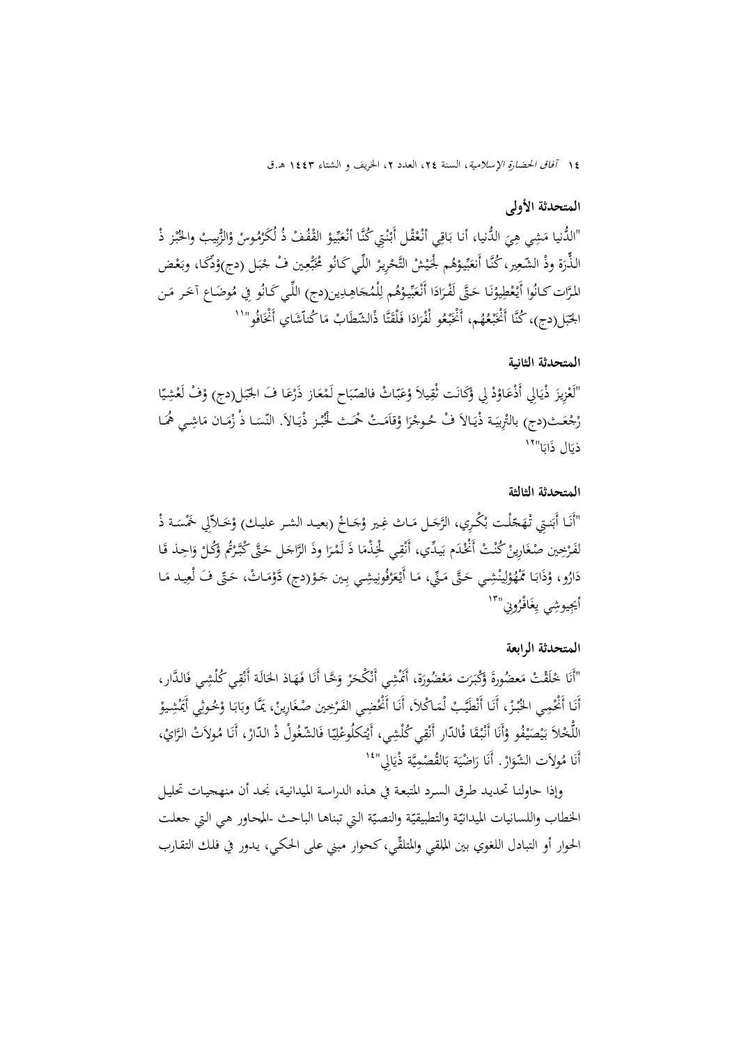### المتحدثة الأولى

"الدُّنيا مَشِي هِيَ الدُّنيا، أنا بَاقِي أنْعْقْل أَبْنْتِي كُنَّا أنْعَبِّيوْ القْفُفْ ذُ لُكَرْمُوسْ وْالزّْبِيبْ والخُبْز ذْ الذُّرَة وذْ الشّعِير، كُنَّا أَنعَبِّيوْهُم لُجَيْشْ التَّحْرِيرْ اللِّي كَانُو مُخَبّْعِين فْ جْبَل (دج)وْدُكَا، وبَعْض المرَّات كَانُوا أيْعْطِيوْنَا حَتَّى لَفْرَادَا أنْعَبِّيوْهُم لِلْمُجَاهِدِين(دج) اللّي كَانُو فِي مُوضَاع آخَر مَن الجْبَل(دج)، كُنَّا أَنْخَبْعُهُم، أَنْخَبْعُو لْفْرَادَا فَلْقَتَّا ذْالشّْطَابْ مَا كُنَاشَاي أنْخَافُو"[11]

### المتحدثة الثانية

"لَعْزِيزَ ذْيَالِي أَذْعَاوْدْ لِي وْكَانَت ثْقِيلاً وْعَبَاتْ فالصّبَاح لَمْعَاز ذَرْعَا فَ الجْبَل(دج) وْفْ لَعْشِيّا رْجْعَت(دج) بالتْرِبِيَة ذْيَالاَ فْ حُوجْرَا وْقَامَتْ خْمَت لُخُبز ذْيَالاَ. النّسَا ذْ زْمَان مَاشِي هُمَا ذيَال ذَابَا"[12]

### المتحدثة الثالثة

"أَنَا أَبَتِي تْهَجّْلْت بْكْرِي، الرَّجَل مَات غِير وْجَاحْ (بعيد الشر عليك) وْخَلاّلِي خَمْسَة ذْ لَفْرِخِين صْغَارِينْ كُنْتْ أَنْخْدَم بِيدّي، أَنْقِي لُخْدْمَا ذَ لَمْرَا وذَ الرَّاجَل حَتَّى كُبَّرْتُم وْكُلْ وَاحِد قَا دَارُو، وْذَابَا مْهُوْلِيْنْشِي حَتَّى مَنّي، مَا أيْعَرْفُونِيشِي بِين جَوْ(دج) دّوْمَاتْ، حَتّى فَ لْعِيد مَا أيْجِيوشِي بِغَافْرُونِي"[13]

### المتحدثة الرابعة

"أَنَا خَلَقْتْ مَعضُورةَ وْكْبَرت مَعْضُورَة، أَمْشِي أنْكْحَرْ وَخَّا أَنَا فَهَاذ الحَالَة أنْقِي كُلْشِي فَالدَّار، أَنَا أنْخْمِي الخُبْزْ، أَنَا أنْطَيَّبْ لْمَاكْلاَ، أَنَا أَنْخْطِي الفَرْخِين صْغَارِينْ، بمَّا وبَابَا وْخُوتِي أيْمْشِيوْ اللّْخلاَ بَيْصَيْفُو وْأَنَا أَنْبْقَا فْالدّار أنْقِي كُلْشِي، أيْتْكلُوعْلِيّا فَالشّغُولْ ذْ الدّارْ، أَنَا مُولاَتْ الرَّايْ، أَنَا مُولاَت الشّوَارْ. أَنَا رَاضْيَة بَالقُصْمِيَّة ذْيَالِي"[14]

وإذا حاولنا تحديد طرق السرد المتبعة في هذه الدراسة الميدانية، نجد أن منهجيات تحليل الخطاب واللسانيات الميدانيّة والتطبيقيّة والنصيّة التي تبناها الباحث -المحاور هي التي جعلت الحوار أو التبادل اللغوي بين الملقي والمتلقّي، كحوار مبني على الحكي، يدور في فلك التقارب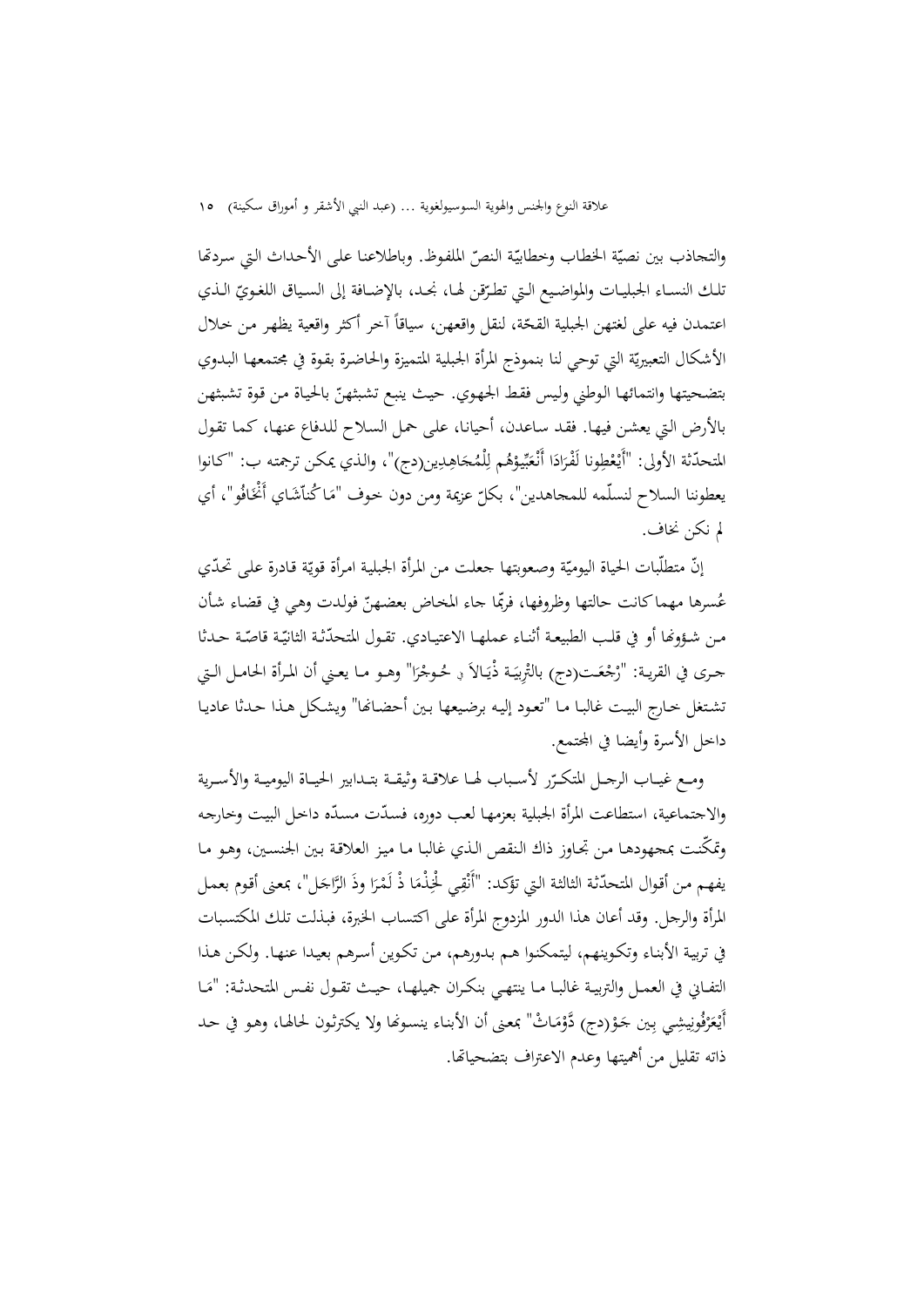والتجاذب بين نصيّة الخطاب وخطابيّة النصّ الملفوظ. وباطلاعنا على الأحداث التي سردتها تلك النساء الجبليات والمواضيع التي تطرّقن لها، نجد، بالإضافة إلى السياق اللغويّ الذي اعتمدن فيه على لغتهن الجبلية القحّة، لنقل واقعهن، سياقاً آخر أكثر واقعية يظهر من خلال الأشكال التعبيريّة التي توحي لنا بنموذج المرأة الجبلية المتميزة والحاضرة بقوة في مجتمعها البدوي بتضحيتها وانتمائها الوطني وليس فقط الجهوي. حيث ينبع تشبثهنّ بالحياة من قوة تشبثهن بالأرض التي يعشن فيها. فقد ساعدن، أحيانا، على حمل السلاح للدفاع عنها، كما تقول المتحدّثة الأولى: "أَيْعْطِونا لَفْرَادَا أَنْعَبِّيوْهُم لِلْمُجَاهِدِين(دج)"، والذي يمكن ترجمته ب: "كانوا يعطوننا السلاح لنسلّمه للمجاهدين"، بكلّ عزيمة ومن دون خوف "مَاكُنَاشَاي أَنْخَافُو"، أي لم نكن نخاف.

إنّ متطلّبات الحياة اليوميّة وصعوبتها جعلت من المرأة الجبلية امرأة قويّة قادرة على تحدّي عُسرها مهما كانت حالتها وظروفها، فربّما جاء المخاض بعضهنّ فولدت وهي في قضاء شأن من شؤونها أو في قلب الطبيعة أثناء عملها الاعتيادي. تقول المتحدّثة الثانيّة قاصّة حدثا جرى في القرية: "رْجْعَت(دج) بالتْرِبِيَة ذْيَالاَ ڤ حُوجْرَا" وهو ما يعني أن المرأة الحامل التي تشتغل خارج البيت غالبا ما "تعود إليه برضيعها بين أحضانها" ويشكل هذا حدثا عاديا داخل الأسرة وأيضا في المجتمع.

ومع غياب الرجل المتكرّر لأسباب لها علاقة وثيقة بتدابير الحياة اليومية والأسرية والاجتماعية، استطاعت المرأة الجبلية بعزمها لعب دوره، فسدّت مسدّه داخل البيت وخارجه وتمكّنت بمجهودها من تجاوز ذاك النقص الذي غالبا ما ميز العلاقة بين الجنسين، وهو ما يفهم من أقوال المتحدّثة الثالثة التي تؤكد: "أَنْقِي لْخِدْمَا ذْ لَمْرَا وذَ الرَّاجَل"، بمعنى أقوم بعمل المرأة والرجل. وقد أعان هذا الدور المزدوج المرأة على اكتساب الخبرة، فبذلت تلك المكتسبات في تربية الأبناء وتكوينهم، ليتمكنوا هم بدورهم، من تكوين أسرهم بعيدا عنها. ولكن هذا التفاني في العمل والتربية غالبا ما ينتهي بنكران جميلها، حيث تقول نفس المتحدثة: "مَا أَيْعَرْقُونِيشِي بِين جَوْ(دج) دَّوْمَاتْ" بمعنى أن الأبناء ينسونها ولا يكترثون لحالها، وهو في حد ذاته تقليل من أهميتها وعدم الاعتراف بتضحياتها.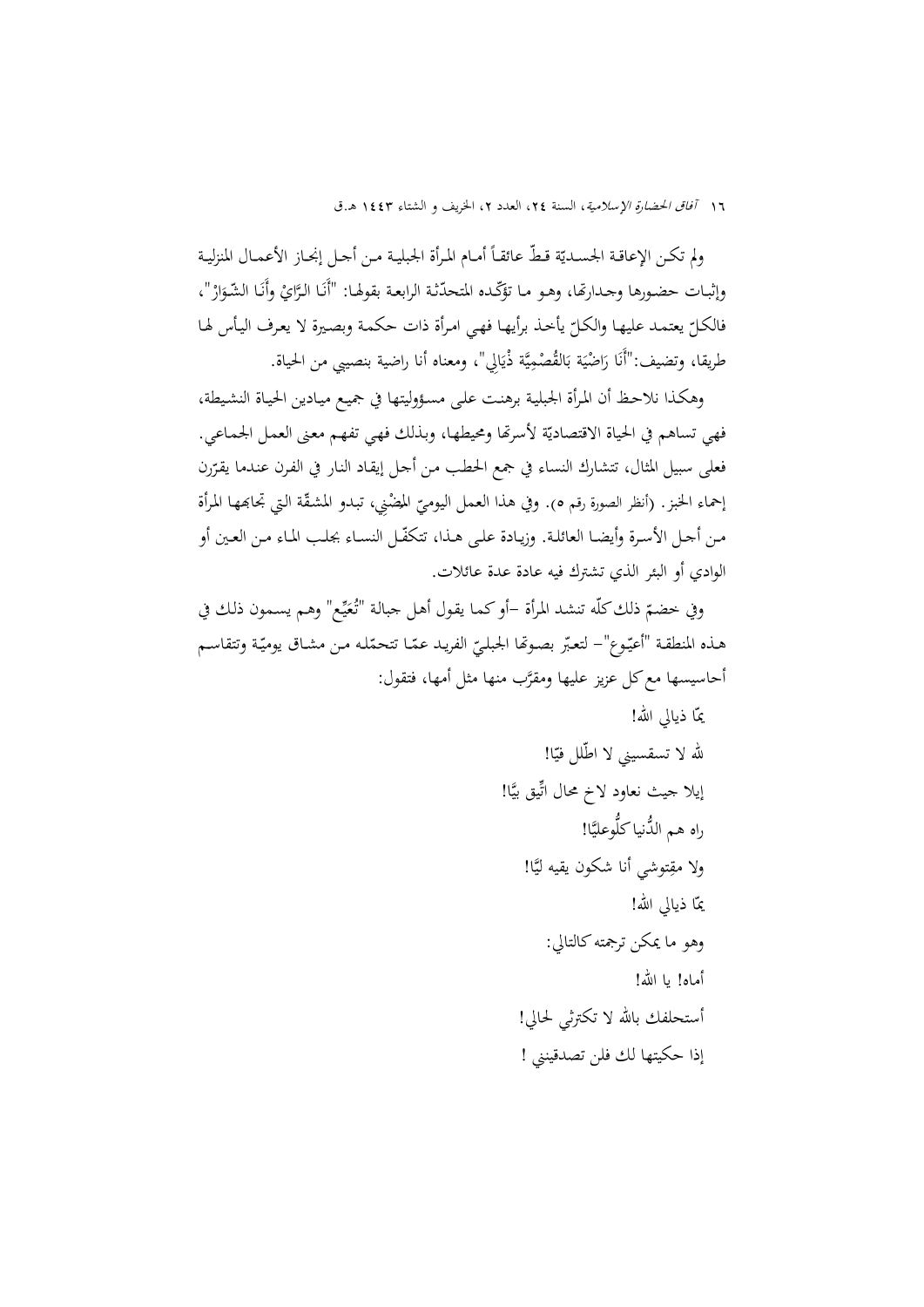ولم تكن الإعاقة الجسديّة قطّ عائقاً أمام المرأة الجبلية من أجل إنجاز الأعمال المنزلية وإثبات حضورها وجدارتها، وهو ما تؤكّده المتحدّثة الرابعة بقولها: "أَنَا الرَّايْ وأَنَا الشّوَارْ"، فالكلّ يعتمد عليها والكلّ يأخذ برأيها فهي امرأة ذات حكمة وبصيرة لا يعرف اليأس لها طريقا، وتضيف:"أَنَا رَاضْيَة بَالقُصْمِيَّة ذْيَالِي"، ومعناه أنا راضية بنصيبي من الحياة.

وهكذا نلاحظ أن المرأة الجبلية برهنت على مسؤوليتها في جميع ميادين الحياة النشيطة، فهي تساهم في الحياة الاقتصاديّة لأسرتها ومحيطها، وبذلك فهي تفهم معنى العمل الجماعي. فعلى سبيل المثال، تتشارك النساء في جمع الحطب من أجل إيقاد النار في الفرن عندما يقرّرن إحماء الخبز. (أنظر الصورة رقم ٥). وفي هذا العمل اليوميّ المضْني، تبدو المشقّة التي تجابهها المرأة من أجل الأسرة وأيضا العائلة. وزيادة على هذا، تتكفّل النساء بجلب الماء من العين أو الوادي أو البئر الذي تشترك فيه عادة عدة عائلات.

وفي خضمّ ذلك كلّه تنشد المرأة –أو كما يقول أهل جبالة "تْعَيِّع" وهم يسمون ذلك في هذه المنطقة "أعيّوع"– لتعبّر بصوتها الجبليّ الفريد عمّا تتحمّله من مشاق يوميّة وتتقاسم أحاسيسها مع كل عزيز عليها ومقرّب منها مثل أمها، فتقول:

يمّا ذيالي الله!

لله لا تسقسيني لا اطّلل فيّا!

إيلا جيث نعاود لاخ محال اتّيق بيًّا!

راه هم الدُّنيا كلُّوعليًّا!

ولا مقِتوشي أنا شكون يقيه ليًّا!

يمّا ذيالي الله!

وهو ما يمكن ترجمته كالتالي:

أماه! يا الله!

أستحلفك بالله لا تكترثي لحالي!

إذا حكيتها لك فلن تصدقيني !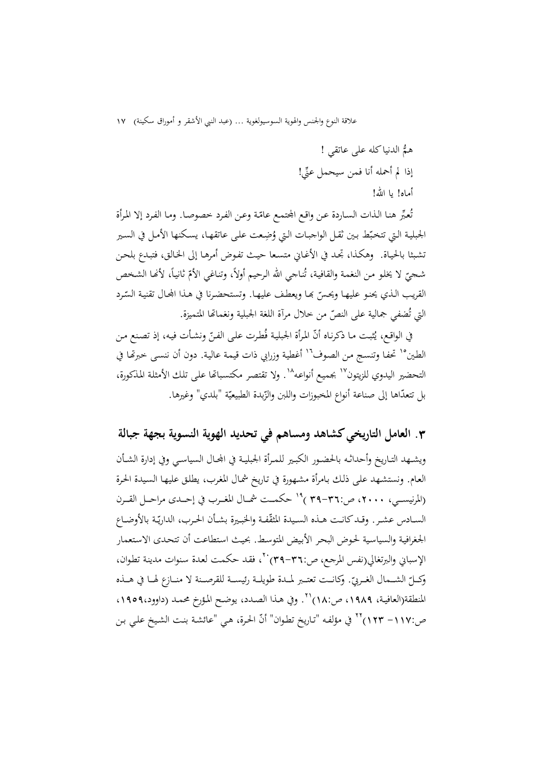همُّ الدنيا كله على عاتقي !

إذا لم أحمله أنا فمن سيحمل عنِّي!

أماه! يا الله!

تُعبِّر هنا الذات الساردة عن واقع المجتمع عامّة وعن الفرد خصوصا. وما الفرد إلا المرأة الجبلية التي تتخبّط بين ثقل الواجبات التي وُضِعت على عاتقها، يسكنها الأمل في السير تشبثا بالحياة. وهكذا، تجد في الأغاني متسعا حيث تفوض أمرها إلى الخالق، فتبدع بلحن شجيّ لا يخلو من النغمة والقافية، تُناجي الله الرحيم أولاً، وتناغي الأمّ ثانياً، لأنها الشخص القريب الذي يحنو عليها ويحسّ بها ويعطف عليها. وتستحضرنا في هذا المجال تقنية السّرد التي تُضفي جمالية على النصّ من خلال مرآة اللغة الجبلية ونغماتها المتميزة.

في الواقع، يُثبت ما ذكرناه أنّ المرأة الجبلية فُطرت على الفنّ ونشأت فيه، إذ تصنع من الطين[15] تحفا وتنسج من الصوف[16] أغطية وزرابي ذات قيمة عالية. دون أن ننسى خبرتها في التحضير اليدوي للزيتون[17] بجميع أنواعه[18]. ولا تقتصر مكتسباتها على تلك الأمثلة المذكورة، بل تتعدّاها إلى صناعة أنواع المخبوزات واللبن والزّبدة الطبيعيّة "بلدي" وغيرها.

## ٣. العامل التاريخي كشاهد ومساهم في تحديد الهوية النسوية بجهة جبالة

ويشهد التاريخ وأحداثه بالحضور الكبير للمرأة الجبلية في المجال السياسي وفي إدارة الشأن العام. ونستشهد على ذلك بامرأة مشهورة في تاريخ شمال المغرب، يطلق عليها السيدة الحرة (المرنيسي، ٢٠٠٠، ص:٣٦-٣٩ )[19] حكمت شمال المغرب في إحدى مراحل القرن السادس عشر. وقد كانت هذه السيدة المثقّفة والخبيرة بشأن الحرب، الداريّة بالأوضاع الجغرافية والسياسية لحوض البحر الأبيض المتوسط. بحيث استطاعت أن تتحدى الاستعمار الإسباني والبرتغالي(نفس المرجع، ص:٣٦-٣٩)[20]، فقد حكمت لعدة سنوات مدينة تطوان، وكلّ الشمال الغربيّ. وكانت تعتبر لمدة طويلة رئيسة للقرصنة لا منازع لها في هذه المنطقة(العافية، ١٩٨٩، ص:١٨)[21]. وفي هذا الصدد، يوضح المؤرخ محمد (داوود،١٩٥٩، ص:١١٧- ١٢٣)[22] في مؤلفه "تاريخ تطوان" أنّ الحرة، هي "عائشة بنت الشيخ علي بن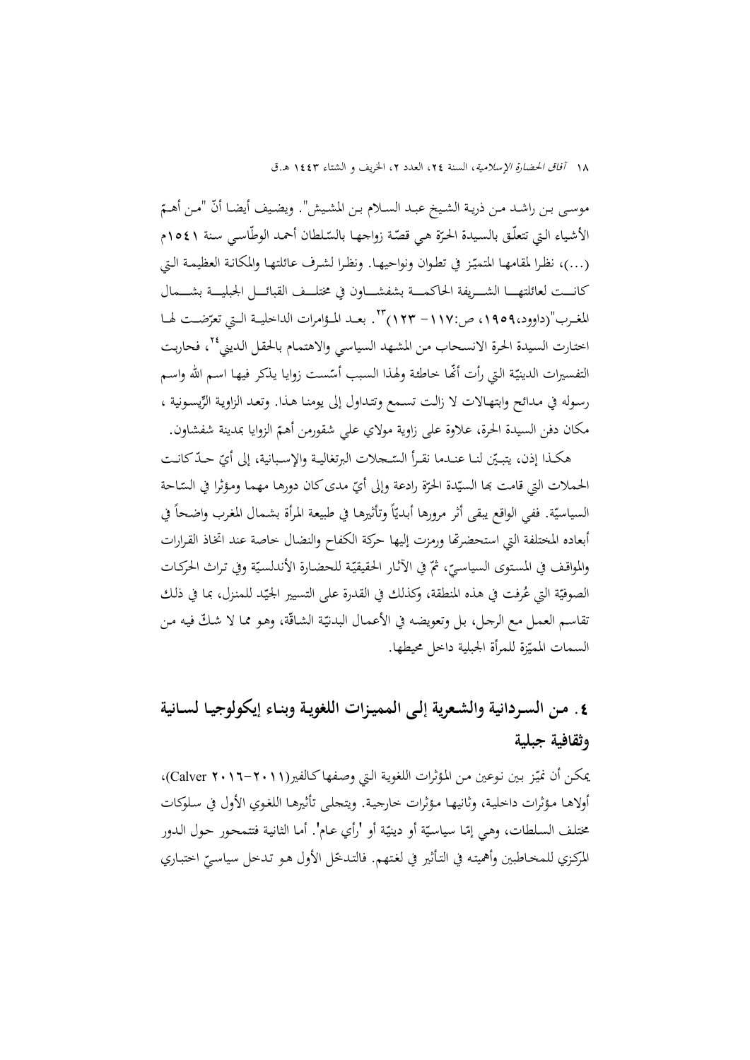موسى بن راشد من ذرية الشيخ عبد السلام بن المشيش". ويضيف أيضا أنّ "من أهمّ الأشياء التي تتعلّق بالسيدة الحرّة هي قصّة زواجها بالسّلطان أحمد الوطّاسي سنة ١٥٤١م (...)، نظرا لمقامها المتميّز في تطوان ونواحيها. ونظرا لشرف عائلتها والمكانة العظيمة التي كانت لعائلتها الشريفة الحاكمة بشفشاون في مختلف القبائل الجبلية بشمال المغرب"(داوود،١٩٥٩، ص:١١٧- ١٢٣)[٢٣]. بعد المؤامرات الداخلية التي تعرّضت لها اختارت السيدة الحرة الانسحاب من المشهد السياسي والاهتمام بالحقل الديني[٢٤]، فحاربت التفسيرات الدينيّة التي رأت أنّها خاطئة ولهذا السبب أسّست زوايا يذكر فيها اسم الله واسم رسوله في مدائح وابتهالات لا زالت تسمع وتتداول إلى يومنا هذا. وتعد الزاوية الرّيسونية ، مكان دفن السيدة الحرة، علاوة على زاوية مولاي علي شقورمن أهمّ الزوايا بمدينة شفشاون.

هكذا إذن، يتبيّن لنا عندما نقرأ السّجلات البرتغالية والإسبانية، إلى أيّ حدّ كانت الحملات التي قامت بها السيّدة الحرّة رادعة وإلى أيّ مدى كان دورها مهما ومؤثرا في السّاحة السياسيّة. ففي الواقع يبقى أثر مرورها أبديّاً وتأثيرها في طبيعة المرأة بشمال المغرب واضحاً في أبعاده المختلفة التي استحضرتها ورمزت إليها حركة الكفاح والنضال خاصة عند اتخاذ القرارات والمواقف في المستوى السياسيّ، ثمّ في الآثار الحقيقيّة للحضارة الأندلسيّة وفي تراث الحركات الصوفيّة التي عُرفت في هذه المنطقة، وكذلك في القدرة على التسيير الجيّد للمنزل، بما في ذلك تقاسم العمل مع الرجل، بل وتعويضه في الأعمال البدنيّة الشاقّة، وهو مما لا شكّ فيه من السمات المميّزة للمرأة الجبلية داخل محيطها.

## ٤. من السردانية والشعرية إلى المميزات اللغوية وبناء إيكولوجيا لسانية وثقافية جبلية

يمكن أن نميّز بين نوعين من المؤثرات اللغوية التي وصفها كالفير(٢٠١١-٢٠١٦ Calver)، أولاها مؤثرات داخلية، وثانيها مؤثرات خارجية. ويتجلى تأثيرها اللغوي الأول في سلوكات مختلف السلطات، وهي إمّا سياسيّة أو دينيّة أو 'رأي عام'. أما الثانية فتتمحور حول الدور المركزي للمخاطبين وأهميته في التأثير في لغتهم. فالتدخّل الأول هو تدخل سياسيّ اختباري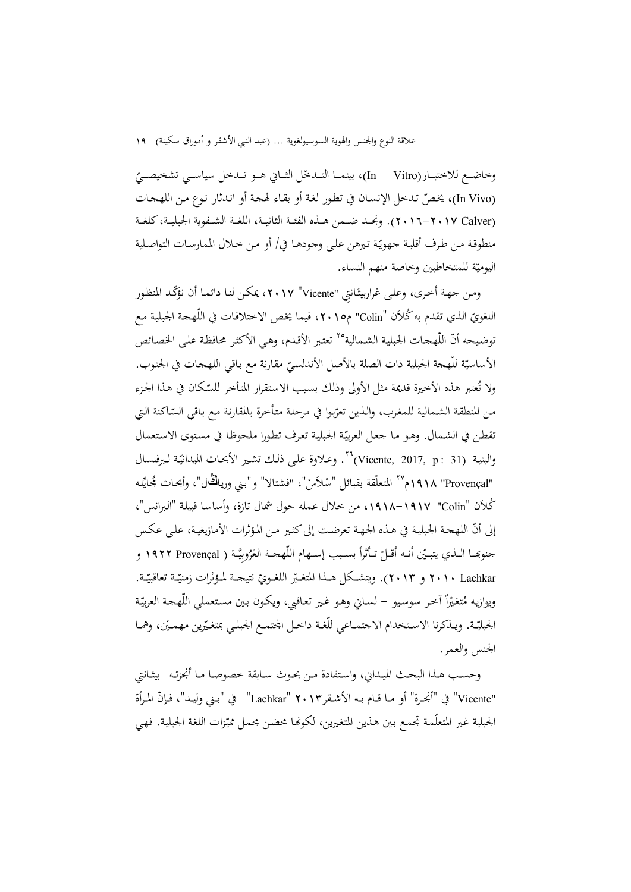وخاضـع للاختبـار(In Vitro)، بينمـا التـدخّل الثـاني هـو تـدخل سياسـي تشخيصـيّ (In Vivo)، يخصّ تدخل الإنسان في تطور لغة أو بقاء لهجة أو اندثار نوع من اللهجات (Calver ٢٠١٧-٢٠١٦). ونجـد ضـمن هـذه الفئـة الثانيـة، اللغـة الشـفوية الجبليـة، كلغـة منطوقة من طرف أقلية جهويّة تبرهن على وجودها في/ أو من خلال الممارسات التواصلية اليوميّة للمتخاطبين وخاصة منهم النساء.

ومن جهة أخرى، وعلى غرار بيثَانتِي "Vicente" ٢٠١٧، يمكن لنا دائما أن نؤكّد المنظور اللغويّ الذي تقدم به كُولَان "Colin" م٢٠١٥، فيما يخص الاختلافات في اللّهجة الجبلية مع توضيحه أنّ اللّهجات الجبلية الشمالية[٢٥] تعتبر الأقدم، وهي الأكثر محافظة على الخصائص الأساسيّة للّهجة الجبلية ذات الصلة بالأصل الأندلسيّ مقارنة مع باقي اللهجات في الجنوب. ولا تُعتبر هذه الأخيرة قديمة مثل الأولى وذلك بسبب الاستقرار المتأخر للسّكان في هذا الجزء من المنطقة الشمالية للمغرب، والذين تعرّبوا في مرحلة متأخرة بالمقارنة مع باقي السّاكنة التي تقطن في الشمال. وهو ما جعل العربيّة الجبلية تعرف تطورا ملحوظا في مستوى الاستعمال والبنية (Vicente, 2017, p : 31)[٢٦]. وعلاوة على ذلك تشير الأبحاث الميدانيّة لبرفنسال "Provençal" ١٩١٨م[٢٧] المتعلّقة بقبائل "سْلاَسْ"، "فشتالا" و"بني ورياڭل"، وأبحاث مُجايّله كُولَان "Colin" ١٩١٧-١٩١٨، من خلال عمله حول شمال تازة، وأساسا قبيلة "البرانس"، إلى أنّ اللهجة الجبلية في هذه الجهة تعرضت إلى كثير من المؤثرات الأمازيغية، على عكس جنوبها الـذي يتبـيّن أنـه أقـلّ تـأثراً بسـبب إسـهام اللّهجـة العُرُوبِيّـة ( Provençal ١٩٢٢ و Lachkar ٢٠١٠ و ٢٠١٣). ويتشـكل هـذا المتغـيّر اللغـويّ نتيجـة لمـؤثرات زمنيّـة تعاقبيّـة. ويوازيه مُتغيّراً آخر سوسيو – لساني وهو غير تعاقبي، ويكون بين مستعملي اللّهجة العربيّة الجبليّة. ويـذكرنا الاستخدام الاجتمـاعي للّغـة داخـل المجتمـع الجبلـي بمتغيّرين مهمـيْن، وهمـا الجنس والعمر.

وحسب هـذا البحـث الميـداني، واستفادة مـن بحـوث سـابقة خصوصـا مـا أنجزتـه بيثـانتي "Vicente" في "أنجرة" أو مـا قـام بـه الأشـقر٢٠١٣ "Lachkar" في "بـني وليـد"، فـإنّ المـرأة الجبلية غير المتعلّمة تجمع بين هذين المتغيرين، لكونها محضن مجمل مميّزات اللغة الجبلية. فهي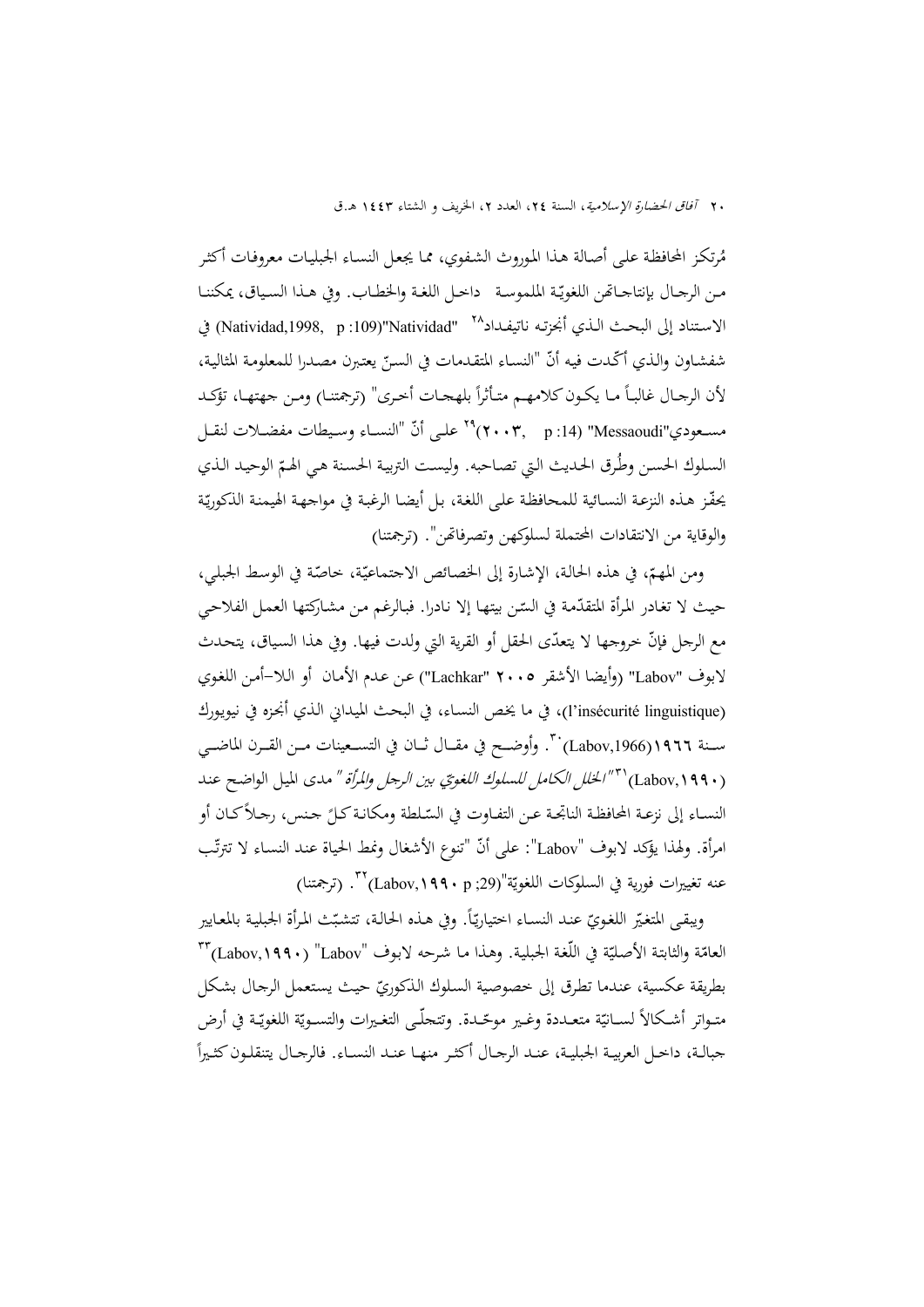مُرتكز المحافظة على أصالة هذا الموروث الشفوي، مما يجعل النساء الجبليات معروفات أكثر من الرجال بإنتاجاتهن اللغويّة الملموسة داخل اللغة والخطاب. وفي هذا السياق، يمكننا الاستناد إلى البحث الذي أنجزته ناتيفداد[٢٨] "Natividad"(Natividad,1998, p :109) في شفشاون والذي أكّدت فيه أنّ "النساء المتقدمات في السنّ يعتبرن مصدرا للمعلومة المثالية، لأن الرجال غالباً ما يكون كلامهم متأثراً بلهجات أخرى" (ترجمتنا) ومن جهتها، تؤكد مسعودي"Messaoudi" (٢٠٠٣, p :14)[٢٩] على أنّ "النساء وسيطات مفضلات لنقل السلوك الحسن وطُرق الحديث التي تصاحبه. وليست التربية الحسنة هي الهمّ الوحيد الذي يحفّز هذه النزعة النسائية للمحافظة على اللغة، بل أيضا الرغبة في مواجهة الهيمنة الذكوريّة والوقاية من الانتقادات المحتملة لسلوكهن وتصرفاتهن". (ترجمتنا)

ومن المهمّ، في هذه الحالة، الإشارة إلى الخصائص الاجتماعيّة، خاصّة في الوسط الجبلي، حيث لا تغادر المرأة المتقدّمة في السّن بيتها إلا نادرا. فبالرغم من مشاركتها العمل الفلاحي مع الرجل فإنّ خروجها لا يتعدّى الحقل أو القرية التي ولدت فيها. وفي هذا السياق، يتحدث لابوف "Labov" (وأيضا الأشقر ٢٠٠٥ "Lachkar") عن عدم الأمان أو اللا-أمن اللغوي (l'insécurité linguistique)، في ما يخص النساء، في البحث الميداني الذي أنجزه في نيويورك سنة ١٩٦٦(Labov,1966)[٣٠]. وأوضح في مقال ثان في التسعينات من القرن الماضي (Labov,١٩٩٠)[٣١]"*الخلل الكامل للسلوك اللغوي بين الرجل والمرأة*" مدى الميل الواضح عند النساء إلى نزعة المحافظة الناتجة عن التفاوت في السّلطة ومكانة كلّ جنس، رجلاً كان أو امرأة. ولهذا يؤكد لابوف "Labov": على أنّ "تنوع الأشغال ونمط الحياة عند النساء لا تترتّب عنه تغييرات فورية في السلوكات اللغويّة"(Labov,١٩٩٠ p ;29)[٣٢]. (ترجمتنا)

ويبقى المتغيّر اللغويّ عند النساء اختياريّاً. وفي هذه الحالة، تتشبّث المرأة الجبلية بالمعايير العامّة والثابتة الأصليّة في اللّغة الجبلية. وهذا ما شرحه لابوف "Labov" (Labov,١٩٩٠)[٣٣] بطريقة عكسية، عندما تطرق إلى خصوصية السلوك الذكوريّ حيث يستعمل الرجال بشكل متواتر أشكالاً لسانيّة متعددة وغير موحّدة. وتتجلّى التغيرات والتسويّة اللغويّة في أرض جبالة، داخل العربية الجبلية، عند الرجال أكثر منها عند النساء. فالرجال يتنقلون كثيراً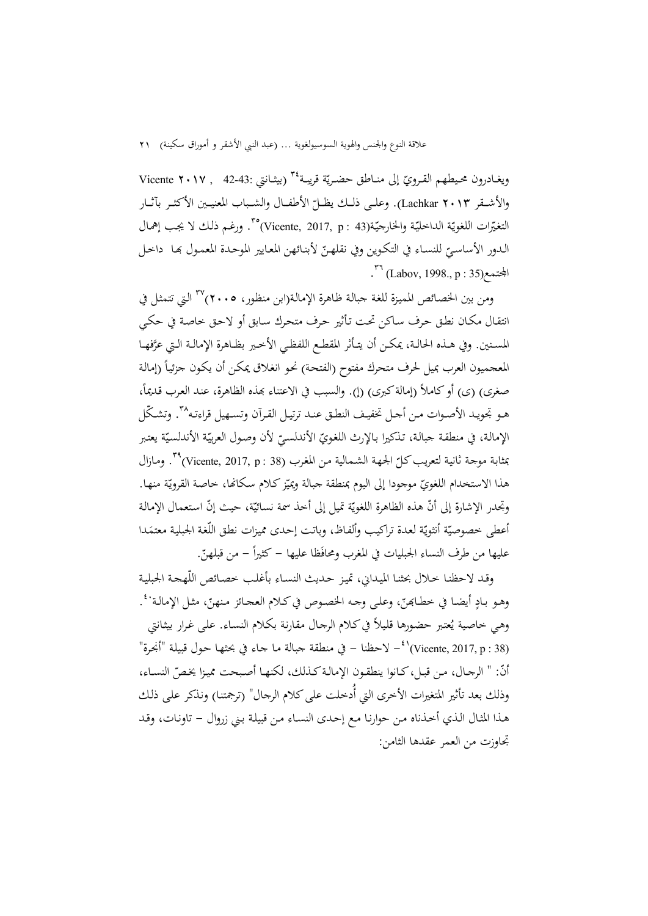ويغـادرون محيطهم القـرويّ إلى منـاطق حضـريّة قريبـة[٣٤] (بيشـانتي :43-42 , Vicente ٢٠١٧ والأشـقر Lachkar ٢٠١٣). وعلـى ذلـك يظـلّ الأطفـال والشـباب المعنيـين الأكثـر بآثـار التغيّرات اللغويّة الداخليّة والخارجيّة(Vicente, 2017, p : 43)[٣٥]. ورغـم ذلك لا يجب إهمال الـدور الأساسيّ للنساء في التكوين وفي نقلهنّ لأبنائهن المعايير الموحدة المعمول بها داخل المجتمع(Labov, 1998., p : 35)[٣٦].

ومن بين الخصائص المميزة للغة جبالة ظاهرة الإمالة(ابن منظور، ٢٠٠٥)[٣٧] التي تتمثل في انتقال مكان نطق حرف ساكن تحت تأثير حرف متحرك سابق أو لاحق خاصة في حكي المسنين. وفي هـذه الحالـة، يمكـن أن يتـأثر المقطـع اللفظـي الأخـير بظـاهرة الإمالـة الـتي عرَّفهـا المعجميون العرب بميل لحرف متحرك مفتوح (الفتحة) نحو انغلاق يمكن أن يكون جزئياً (إمالة صغرى) (ى) أو كاملاً (إمالة كبرى) (إ). والسبب في الاعتناء بهذه الظاهرة، عند العرب قديماً، هـو تجويـد الأصـوات مـن أجـل تخفيـف النطـق عنـد ترتيـل القـرآن وتسـهيل قراءتـه[٣٨]. وتشكّل الإمالة، في منطقة جبالة، تذكيرا بالإرث اللغويّ الأندلسيّ لأن وصول العربيّة الأندلسيّة يعتبر بمثابة موجة ثانية لتعريب كلّ الجهة الشمالية من المغرب (Vicente, 2017, p : 38)[٣٩]. ومازال هذا الاستخدام اللغويّ موجودا إلى اليوم بمنطقة جبالة ويميّز كلام سكانها، خاصة القرويّة منها. وتجدر الإشارة إلى أنّ هذه الظاهرة اللغويّة تميل إلى أخذ سمة نسائيّة، حيث إنّ استعمال الإمالة أعطى خصوصيّة أنثويّة لعدة تراكيب وألفاظ، وباتت إحدى مميزات نطق اللّغة الجبلية معتمَدا عليها من طرف النساء الجبليات في المغرب ومحافَظا عليها – كثيراً – من قبلهنّ.

وقد لاحظنا خلال بحثنا الميداني، تميز حديث النساء بأغلب خصائص اللّهجة الجبلية وهـو بـادٍ أيضـا في خطابهنّ، وعلى وجه الخصوص في كلام العجائز منهنّ، مثل الإمالة[٤٠]. وهي خاصية يُعتبر حضورها قليلاً في كلام الرجال مقارنة بكلام النساء. على غرار بيشانتي (Vicente, 2017, p : 38)[٤١]– لاحظنا – في منطقة جبالة ما جاء في بحثها حول قبيلة "أنجرة" أنّ: " الرجـال، مـن قبـل، كـانوا ينطقـون الإمالـة كـذلك، لكنهـا أصبحـت مميـزا يخصّ النسـاء، وذلك بعد تأثير المتغيرات الأخرى التي أُدخلت على كلام الرجال" (ترجمتنا) ونذكر على ذلك هذا المثال الـذي أخذناه مـن حوارنـا مـع إحدى النساء مـن قبيلـة بـني زروال – تاونـات، وقد تجاوزت من العمر عقدها الثامن: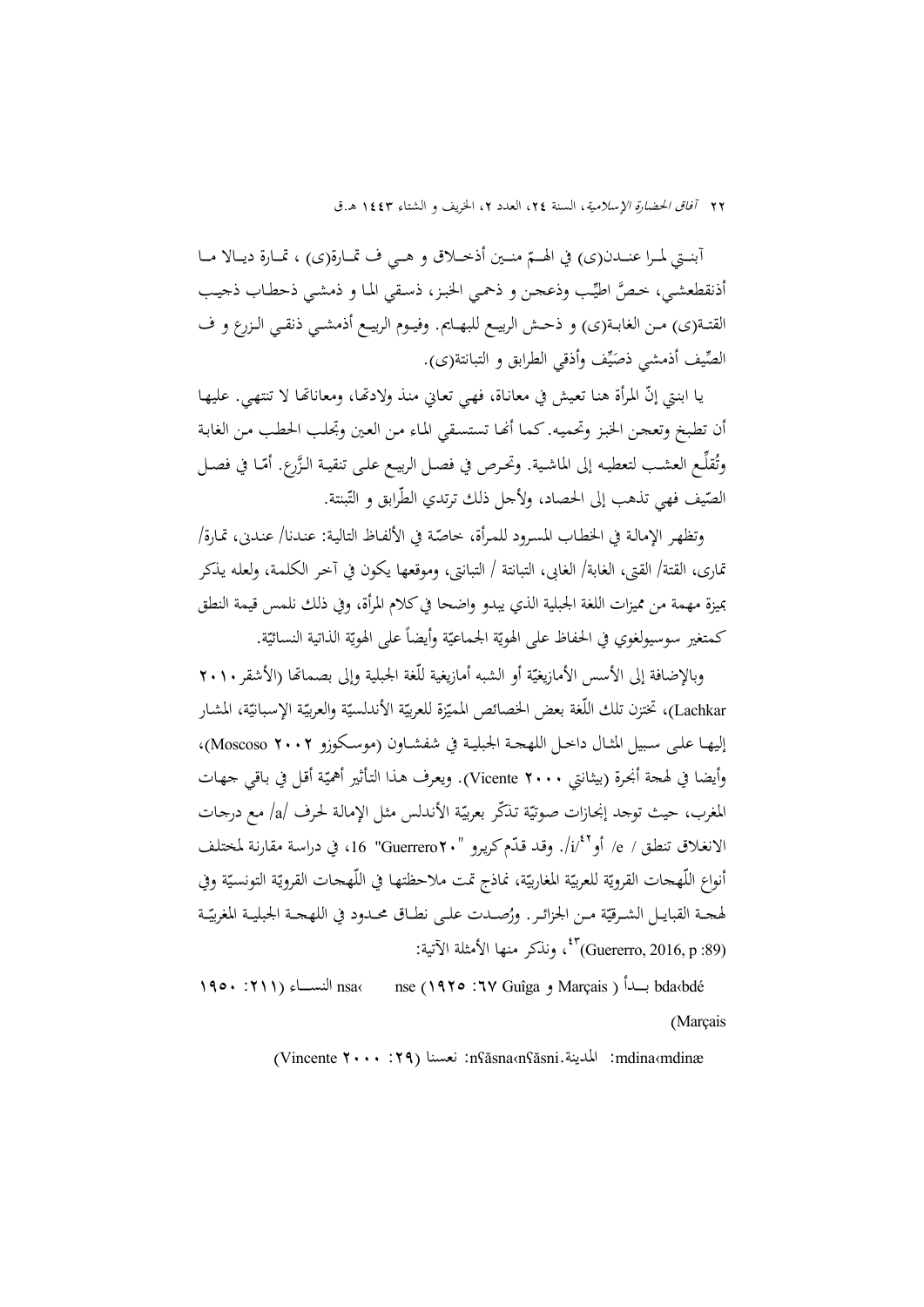آبنـتي لمـرا عنـدن(ى) في الهـمّ منـين أذخـلاق و هـي ف تمـارة(ى) ، تمـارة ديـالا مـا أذنقطعشي، خصَّ اطيِّب وذعجن و ذحمي الخبز، ذسقي الما و ذمشي ذحطاب ذجيب القتـة(ى) مـن الغابـة(ى) و ذحـش الربيـع للبهـايم. وفيـوم الربيـع أذمشـي ذنقـي الـزرع و ف الصِّيف أذمشي ذصَيِّف وأذقي الطرابق و التبانتة(ى).

يا ابنتي إنّ المرأة هنا تعيش في معاناة، فهي تعاني منذ ولادتها، ومعاناتها لا تنتهي. عليها أن تطبخ وتعجن الخبز وتحميه. كما أنها تستسقي الماء من العين وتجلب الحطب من الغابة وتُقلِّع العشب لتعطيه إلى الماشية. وتحرص في فصل الربيع على تنقية الزَّرع. أمّا في فصل الصّيف فهي تذهب إلى الحصاد، ولأجل ذلك ترتدي الطّرابق و التّبنتة.

وتظهر الإمالة في الخطاب المسرود للمرأة، خاصّة في الألفاظ التالية: عندنا/ عندنى، تمارة/ تمارى، القتة/ القتى، الغابة/ الغابى، التبانتة / التبانتى، وموقعها يكون في آخر الكلمة، ولعله يذكر بميزة مهمة من مميزات اللغة الجبلية الذي يبدو واضحا في كلام المرأة، وفي ذلك نلمس قيمة النطق كمتغير سوسيولغوي في الحفاظ على الهويّة الجماعيّة وأيضاً على الهويّة الذاتية النسائيّة.

وبالإضافة إلى الأسس الأمازيغيّة أو الشبه أمازيغية للّغة الجبلية وإلى بصماتها (الأشقر ٢٠١٠ Lachkar)، تختزن تلك اللّغة بعض الخصائص المميّزة للعربيّة الأندلسيّة والعربيّة الإسبانيّة، المشار إليها على سبيل المثال داخل اللهجة الجبلية في شفشاون (موسكوزو ٢٠٠٢ Moscoso)، وأيضا في لهجة أنجرة (بيثانتي ٢٠٠٠ Vicente). ويعرف هذا التأثير أهميّة أقل في باقي جهات المغرب، حيث توجد إنجازات صوتيّة تذكّر بعربيّة الأندلس مثل الإمالة لحرف /a/ مع درجات الانغلاق تنطق / e/ أو/i/[42]. وقد قدّم كريرو "Guerrero٢٠ 16، في دراسة مقارنة لمختلف أنواع اللّهجات القرويّة للعربيّة المغاربيّة، نماذج تمت ملاحظتها في اللّهجات القرويّة التونسيّة وفي لهجة القبايل الشرقيّة من الجزائر. ورُصدت على نطاق محدود في اللهجة الجبلية المغربيّة (Guererro, 2016, p :89)[43]، ونذكر منها الأمثلة الآتية:

bda‹bdé بـدأ ( Marçais و Guîga ‏٦٧: ١٩٢٥) nse ‹nsa النسـاء (٢١١: ١٩٥٠ Marçais)

mdina‹mdinæ: المدينة.n٢ăsna‹n٢ăsni: نعسنا (٢٩: ٢٠٠٠ Vincente)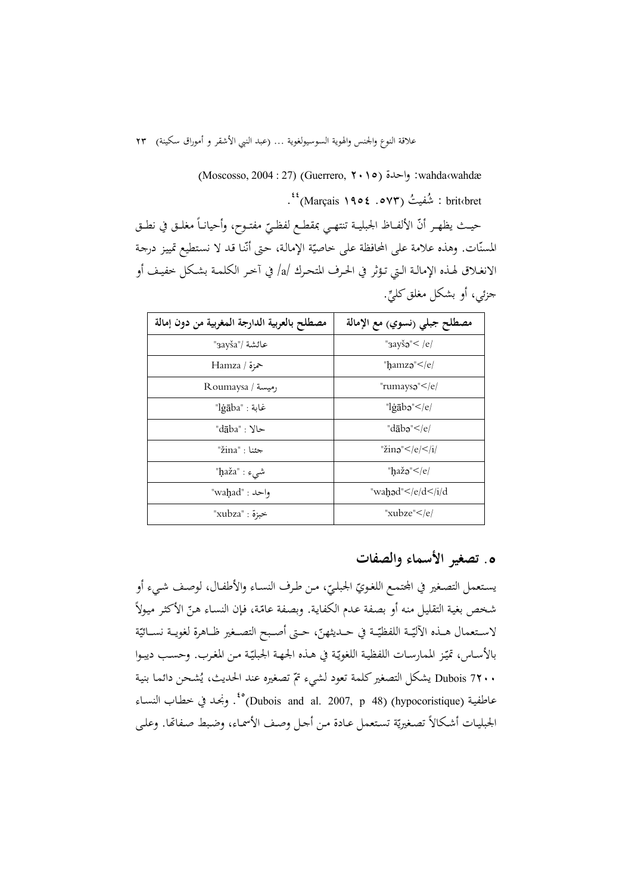(Moscosso, 2004 : 27) (Guerrero, ٢٠١٥) واحدة :wahda‹wahdæ

brit‹bret : شُفيتُ (Marçais ١٩٥٤ .٥٧٣)[٤٤].

حيث يظهر أنّ الألفاظ الجبلية تنتهي بمقطع لفظيّ مفتوح، وأحياناً مغلق في نطق المسنّات. وهذه علامة على المحافظة على خاصيّة الإمالة، حتى أنّنا قد لا نستطيع تمييز درجة الانغلاق لهذه الإمالة التي تؤثر في الحرف المتحرك /a/ في آخر الكلمة بشكل خفيف أو جزئي، أو بشكل مغلق كليٍّ.

| مصطلح جبلي (نسوي) مع الإمالة | مصطلح بالعربية الدارجة المغربية من دون إمالة |
| --- | --- |
| "ʒayšə"< /e/ | عائشة /"ʒayša" |
| "ḥamzə"</e/ | حمزة / Hamza |
| "rumaysə"</e/ | رميسة / Roumaysa |
| "lġābə"</e/ | غابة : "lġāba" |
| "dābə"</e/ | حالا : "dāba" |
| "žinə"</e/</i/ | جئنا : "žina" |
| "ḥažə"</e/ | شيء : "ḥaža" |
| "waḥəd"</e/d</i/d | واحد : "waḥad" |
| "xubze"</e/ | خبزة : "xubza" |

## ٥. تصغير الأسماء والصفات

يستعمل التصغير في المجتمع اللغويّ الجبليّ، من طرف النساء والأطفال، لوصف شيء أو شخص بغية التقليل منه أو بصفة عدم الكفاية. وبصفة عامّة، فإن النساء هنّ الأكثر ميولاً لاستعمال هذه الآليّة اللفظيّة في حديثهنّ، حتى أصبح التصغير ظاهرة لغوية نسائيّة بالأساس، تميّز الممارسات اللفظية اللغويّة في هذه الجهة الجبليّة من المغرب. وحسب ديبوا ٢٠٠٧ Dubois يشكل التصغير كلمة تعود لشيء تمّ تصغيره عند الحديث، يُشحن دائما ببنية عاطفية (hypocoristique) (Dubois and al. 2007, p 48)[٤٥]. ونجد في خطاب النساء الجبليات أشكالاً تصغيريّة تستعمل عادة من أجل وصف الأسماء، وضبط صفاتها. وعلى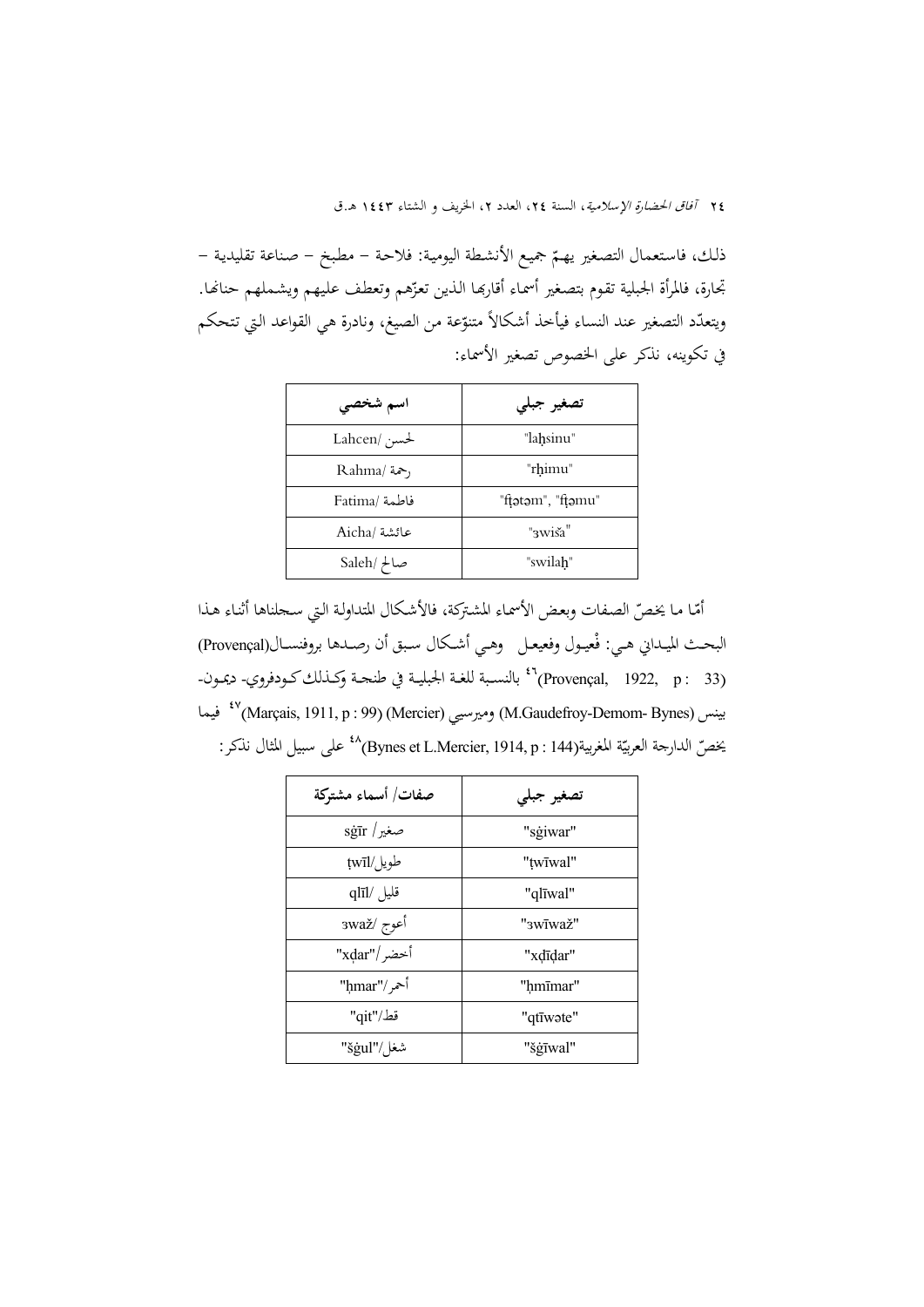ذلك، فاستعمال التصغير يهمّ جميع الأنشطة اليومية: فلاحة – مطبخ – صناعة تقليدية – تجارة، فالمرأة الجبلية تقوم بتصغير أسماء أقاربها الذين تعزّهم وتعطف عليهم ويشملهم حنانها. ويتعدّد التصغير عند النساء فيأخذ أشكالاً متنوّعة من الصيغ، ونادرة هي القواعد التي تتحكم في تكوينه، نذكر على الخصوص تصغير الأسماء:

| اسم شخصي | تصغير جبلي |
|---|---|
| Lahcen/ لحسن | "laḥsinu" |
| Rahma/ رحمة | "rḥimu" |
| Fatima/ فاطمة | "fṭəṭəm", "fṭəmu" |
| Aicha/ عائشة | "ʒwiša" |
| Saleh/ صالح | "swilaḥ" |

أمّا ما يخصّ الصفات وبعض الأسماء المشتركة، فالأشكال المتداولة التي سجلناها أثناء هذا البحث الميداني هي: فْعيول وفعيعل وهي أشكال سبق أن رصدها بروفنسال(Provençal) (Provençal, 1922, p: 33)[46] بالنسبة للغة الجبلية في طنجة وكذلك كودفروي- ديمون- بينس (M.Gaudefroy-Demom- Bynes) وميرسيي (Mercier) (Marçais, 1911, p : 99)[47] فيما يخصّ الدارجة العربيّة المغربية(Bynes et L.Mercier, 1914, p : 144)[48] على سبيل المثال نذكر:

| صفات/ أسماء مشتركة | تصغير جبلي |
|---|---|
| صغير/ sġīr | "sġiwar" |
| طويل/ṭwīl | "ṭwīwal" |
| قليل /qlīl | "qlīwal" |
| أعوج /ʒwaž | "ʒwīwaž" |
| أخضر/"xḍar" | "xḍīḍar" |
| أحمر/"ḥmar" | "ḥmīmar" |
| قط/"qit" | "qtīwəte" |
| شغل/"šġul" | "šġīwal" |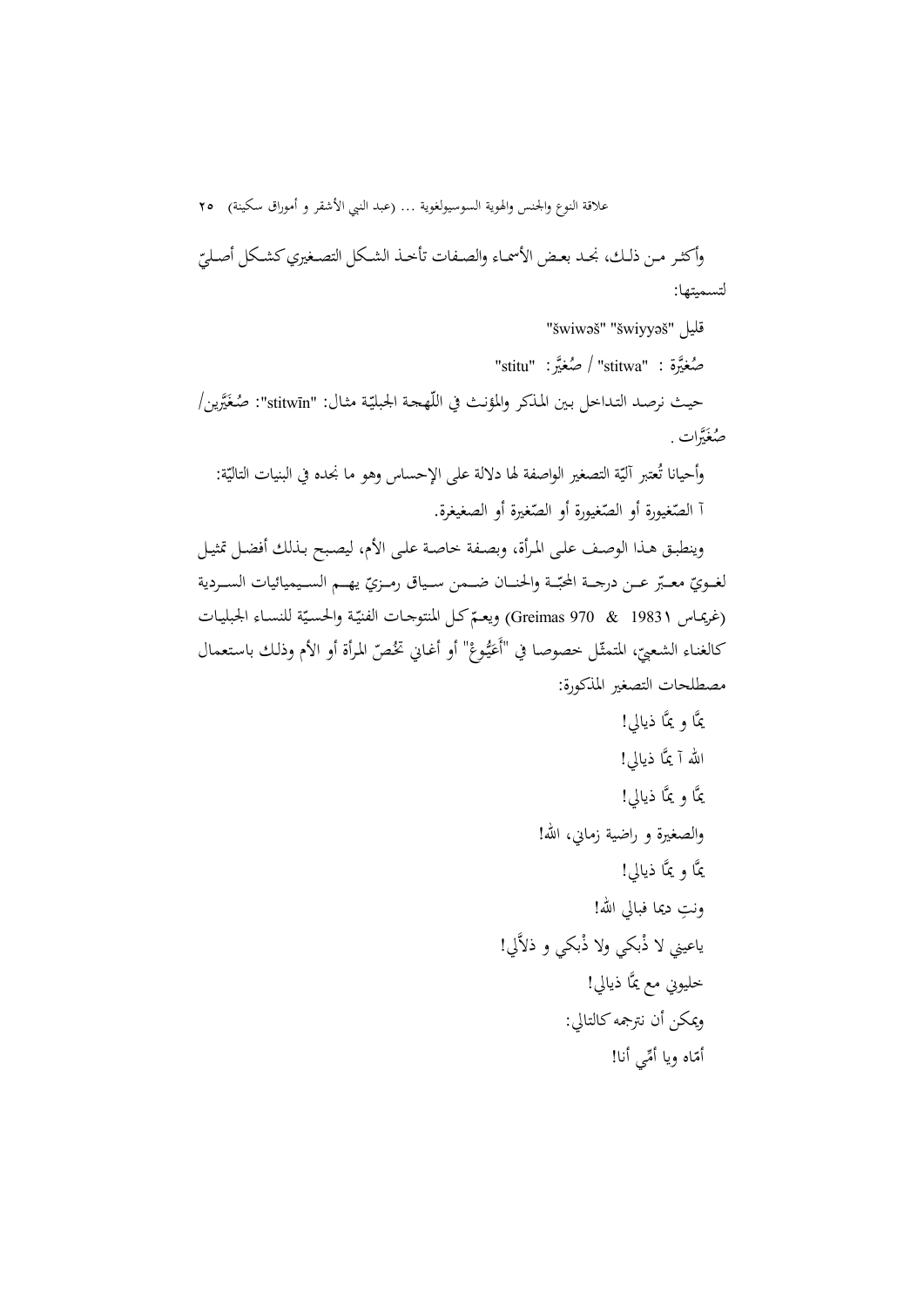وأكثر من ذلك، نجد بعض الأسماء والصفات تأخذ الشكل التصغيري كشكل أصليّ لتسميتها:

قليل "šwiwəš" "šwiyyəš"

صُغَيَّرة : "stitwa" / صُغَيَّر: "stitu"

حيث نرصد التداخل بين المذكر والمؤنث في اللّهجة الجبليّة مثال: "stitwīn": صُغَيَّرين/ صُغَيَّرات .

وأحيانا تُعتبر آليّة التصغير الواصفة لها دلالة على الإحساس وهو ما نجده في البنيات التاليّة: آ الصّغيورة أو الصّغيورة أو الصّغيرة أو الصغيغرة.

وينطبق هذا الوصف على المرأة، وبصفة خاصة على الأم، ليصبح بذلك أفضل تمثيل لغويّ معبّر عن درجة المحبّة والحنان ضمن سياق رمزيّ يهم السيميائيات السردية (غريماس Greimas 970 & 1983١) ويعمّ كل المنتوجات الفنيّة والحسيّة للنساء الجبليات كالغناء الشعبيّ، المتمثّل خصوصا في "أَعَيُّوعْ" أو أغاني تخُصّ المرأة أو الأم وذلك باستعمال مصطلحات التصغير المذكورة:

يمَّا و يمَّا ذيالي!

الله آ يمَّا ذيالي!

يمَّا و يمَّا ذيالي!

والصغيرة و راضية زماني، الله!

يمَّا و يمَّا ذيالي!

ونتِ ديما فبالي الله!

ياعيني لا دْبكي ولا دْبكي و ذلاَّلي!

خليوني مع يمَّا ذيالي!

ويمكن أن نترجمه كالتالي:

أمّاه ويا أمّي أنا!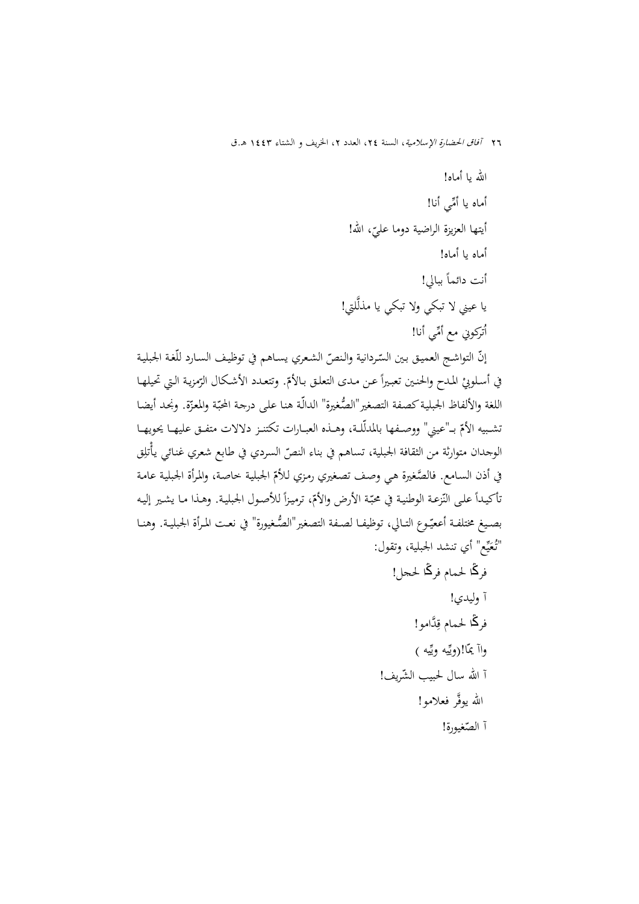الله يا أماه!

أماه يا أمّي أنا!

أيتها العزيزة الراضية دوما عليّ، الله!

أماه يا أماه!

أنت دائماً ببالي!

يا عيني لا تبكي ولا تبكي يا مذلّلتي!

أُتركوني مع أمّي أنا!

إنّ التواشج العميق بين السّردانية والنصّ الشعري يساهم في توظيف السارد للّغة الجبلية في أسلوبيْ المدح والحنين تعبيراً عن مدى التعلق بالأمّ. وتتعدد الأشكال الرّمزية التي تحيلها اللغة والألفاظ الجبلية كصفة التصغير"الصُّغيرة" الدالّة هنا على درجة المحبّة والمعزّة. ونجد أيضا تشبيه الأمّ بـ"عيني" ووصفها بالمدلّلة، وهذه العبارات تكتنز دلالات متفق عليها يحويها الوجدان متوارثة من الثقافة الجبلية، تساهم في بناء النصّ السردي في طابع شعري غنائي يأْتلِق في أذن السامع. فالصَّغيرة هي وصف تصغيري رمزي للأمّ الجبلية خاصة، والمرأة الجبلية عامة تأكيداً على النّزعة الوطنية في محبّة الأرض والأمّ، ترميزاً للأصول الجبلية. وهذا ما يشير إليه بصيغ مختلفة أعيّوع التالي، توظيفا لصفة التصغير"الصُّغيورة" في نعت المرأة الجبلية. وهنا "تُعَيِّع" أي تنشد الجبلية، وتقول:

فركْا لحمام فركْا لحجل!

آ وليدي!

فركْا لحمام قِدّامو!

واآ يمّا!(ويِّيه ويِّيه )

آ الله سال لحبيب الشّريف!

الله يوقَّر فعلامو!

آ الصّغيورة!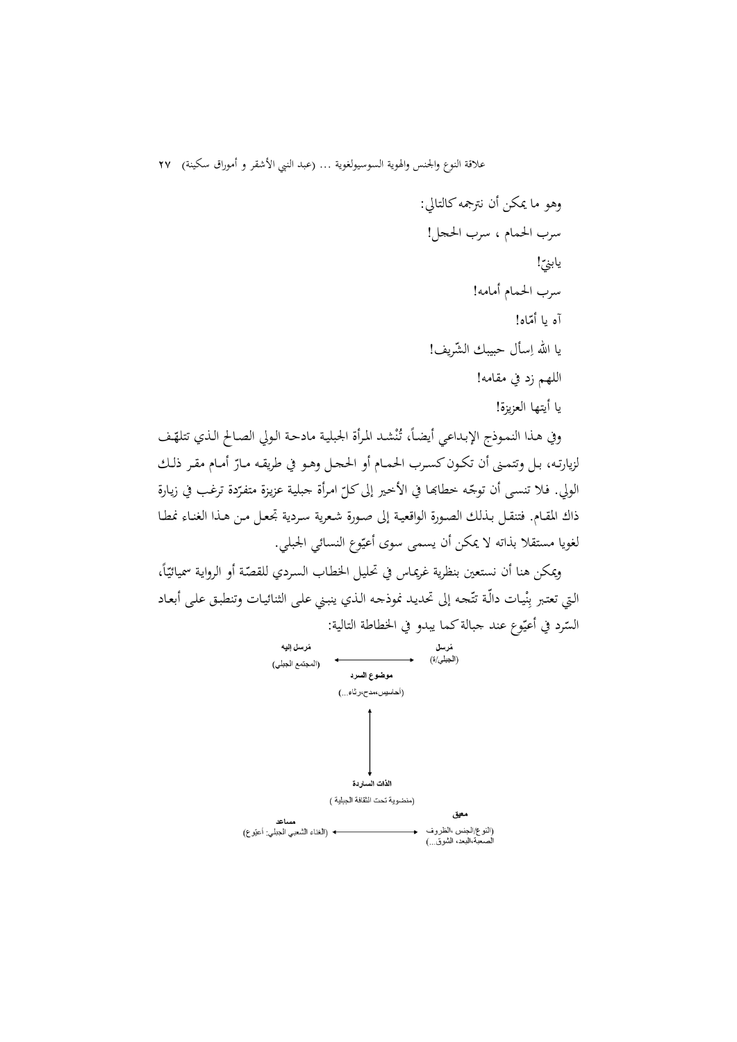وهو ما يمكن أن نترجمه كالتالي:

سرب الحمام ، سرب الحجل!

يابنيّ!

سرب الحمام أمامه!

آه يا أمّاه!

يا الله اِسأل حبيبك الشّريف!

اللهم زد في مقامه!

يا أيتها العزيزة!

وفي هذا النموذج الإبداعي أيضاً، تُنْشد المرأة الجبلية مادحة الولي الصالح الذي تتلهّف لزيارته، بل وتتمنى أن تكون كسرب الحمام أو الحجل وهو في طريقه مارّ أمام مقر ذلك الولي. فلا تنسى أن توجّه خطابها في الأخير إلى كلّ امرأة جبلية عزيزة متفرّدة ترغب في زيارة ذاك المقام. فتنقل بذلك الصورة الواقعية إلى صورة شعرية سردية تجعل من هذا الغناء نمطا لغويا مستقلا بذاته لا يمكن أن يسمى سوى أعيّوع النسائي الجبلي.

ويمكن هنا أن نستعين بنظرية غريماس في تحليل الخطاب السردي للقصّة أو الرواية سميائيّاً، التي تعتبر بِنْيات دالّة تتّجه إلى تحديد نموذجه الذي ينبني على الثنائيات وتنطبق على أبعاد السّرد في أعيّوع عند جبالة كما يبدو في الخطاطة التالية:

| مرسل إليه | ↔ | مرسل |
|---|---|---|
| (المجتمع الجبلي) | | (الجبلي/ة) |

**موضوع السرد**

(أحاسيس،مدح،رثاء...)

↕

**الذات الساردة**

(منضوية تحت الثقافة الجبلية )

| مساعد | ↔ | معيق |
|---|---|---|
| (الغناء الشعبي الجبلي: أعيّوع) | | (النوع/الجنس ،الظروف الصعبة،البعد، الشوق...) |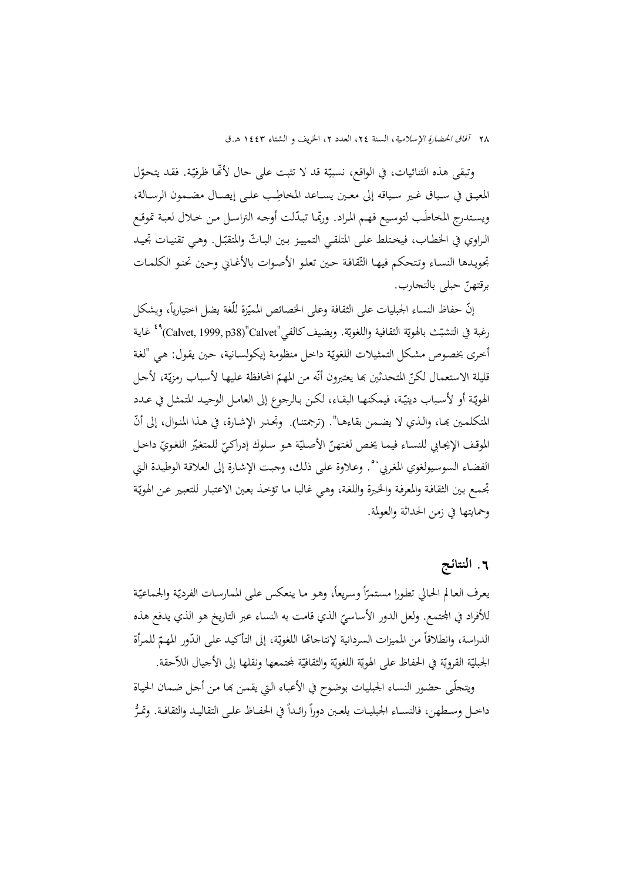وتبقى هذه الثنائيات، في الواقع، نسبيّة قد لا تثبت على حال لأنّها ظرفيّة. فقد يتحوّل المعيق في سياق غير سياقه إلى معين يساعد المخاطِب على إيصال مضمون الرسالة، ويستدرج المخاطَب لتوسيع فهم المراد. وربّما تبدّلت أوجه التراسل من خلال لعبة تموقع الراوي في الخطاب، فيختلط على المتلقي التمييز بين الباثّ والمتقبّل. وهي تقنيات تجيد تجويدها النساء وتتحكم فيها الثّقافة حين تعلو الأصوات بالأغاني وحين تحنو الكلمات برقتهنّ حبلى بالتجارب.

إنّ حفاظ النساء الجبليات على الثقافة وعلى الخصائص المميّزة للّغة يضل اختيارياً، ويشكل رغبة في التشبّث بالهويّة الثقافية واللغويّة. ويضيف كالفي"Calvet"(Calvet, 1999, p38)[49] غاية أخرى بخصوص مشكل التمثيلات اللغويّة داخل منظومة إيكولسانية، حين يقول: هي "لغة قليلة الاستعمال لكنّ المتحدثين بها يعتبرون أنّه من المهمّ المحافظة عليها لأسباب رمزيّة، لأجل الهويّة أو لأسباب دينيّة، فيمكنها البقاء، لكن بالرجوع إلى العامل الوحيد المتمثل في عدد المتكلمين بها، والذي لا يضمن بقاءها". (ترجمتنا). وتجدر الإشارة، في هذا المنوال، إلى أنّ الموقف الإيجابي للنساء فيما يخص لغتهنّ الأصليّة هو سلوك إدراكيّ للمتغيّر اللغويّ داخل الفضاء السوسيولغوي المغربي[50]. وعلاوة على ذلك، وجبت الإشارة إلى العلاقة الوطيدة التي تجمع بين الثقافة والمعرفة والخبرة واللغة، وهي غالبا ما تؤخذ بعين الاعتبار للتعبير عن الهويّة وحمايتها في زمن الحداثة والعولمة.

## ٦. النتائج

يعرف العالم الحالي تطورا مستمرّاً وسريعاً، وهو ما ينعكس على الممارسات الفرديّة والجماعيّة للأفراد في المجتمع. ولعل الدور الأساسيّ الذي قامت به النساء عبر التاريخ هو الذي يدفع هذه الدراسة، وانطلاقاً من المميزات السردانية لإنتاجاتها اللغويّة، إلى التأكيد على الدّور المهمّ للمرأة الجبليّة القرويّة في الحفاظ على الهويّة اللغويّة والثقافيّة لمجتمعها ونقلها إلى الأجيال اللاّحقة.

ويتجلّى حضور النساء الجبليات بوضوح في الأعباء التي يقمن بها من أجل ضمان الحياة داخل وسطهن، فالنساء الجبليات يلعبن دوراً رائداً في الحفاظ على التقاليد والثقافة. وتمرُّ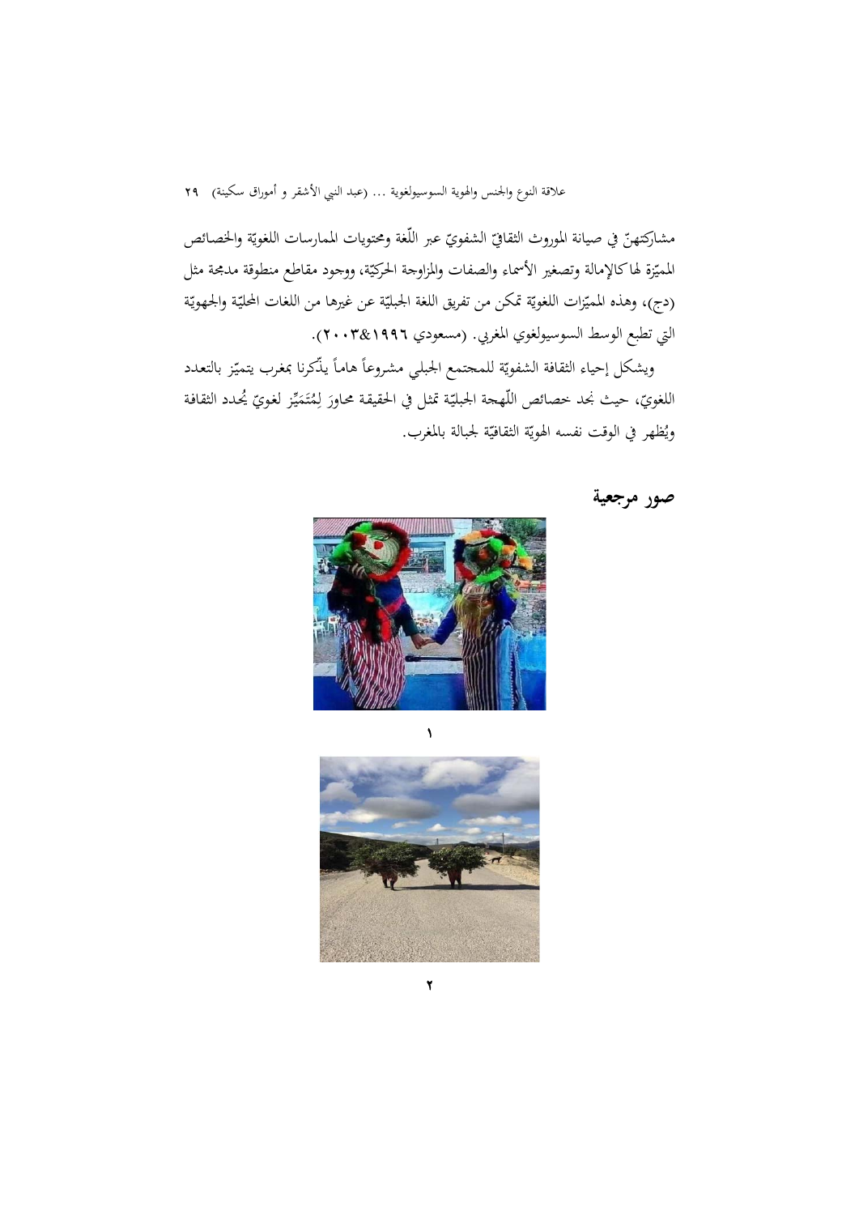مشاركتهنّ في صيانة الموروث الثقافيّ الشفويّ عبر اللّغة ومحتويات الممارسات اللغويّة والخصائص المميّزة لها كالإمالة وتصغير الأسماء والصفات والمزاوجة الحركيّة، ووجود مقاطع منطوقة مدمجة مثل (دج)، وهذه المميّزات اللغويّة تمكن من تفريق اللغة الجبليّة عن غيرها من اللغات المحليّة والجهويّة التي تطبع الوسط السوسيولغوي المغربي. (مسعودي ١٩٩٦&٢٠٠٣).

ويشكل إحياء الثقافة الشفويّة للمجتمع الجبلي مشروعاً هاماً يذّكرنا بمغرب يتميّز بالتعدد اللغويّ، حيث نجد خصائص اللّهجة الجبليّة تمثل في الحقيقة محاورَ لِمُتَمَيِّز لغويّ يُحدد الثقافة ويُظهر في الوقت نفسه الهويّة الثقافيّة لجبالة بالمغرب.

## صور مرجعية

١

٢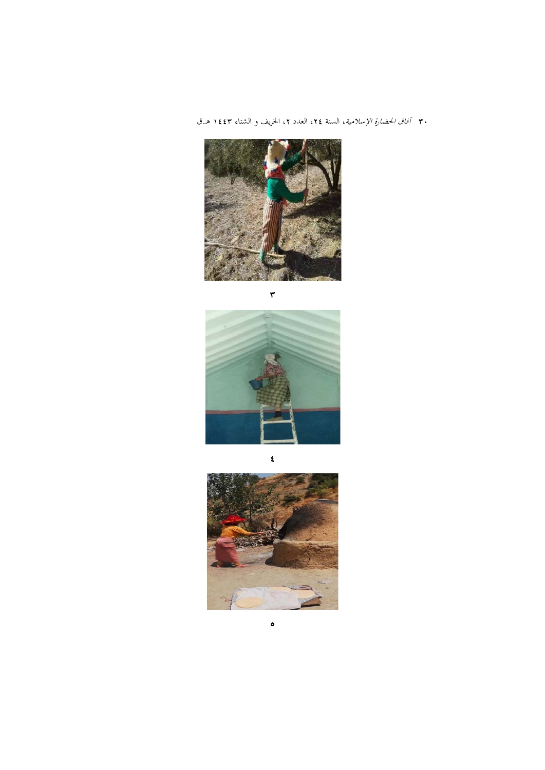٣

٤

٥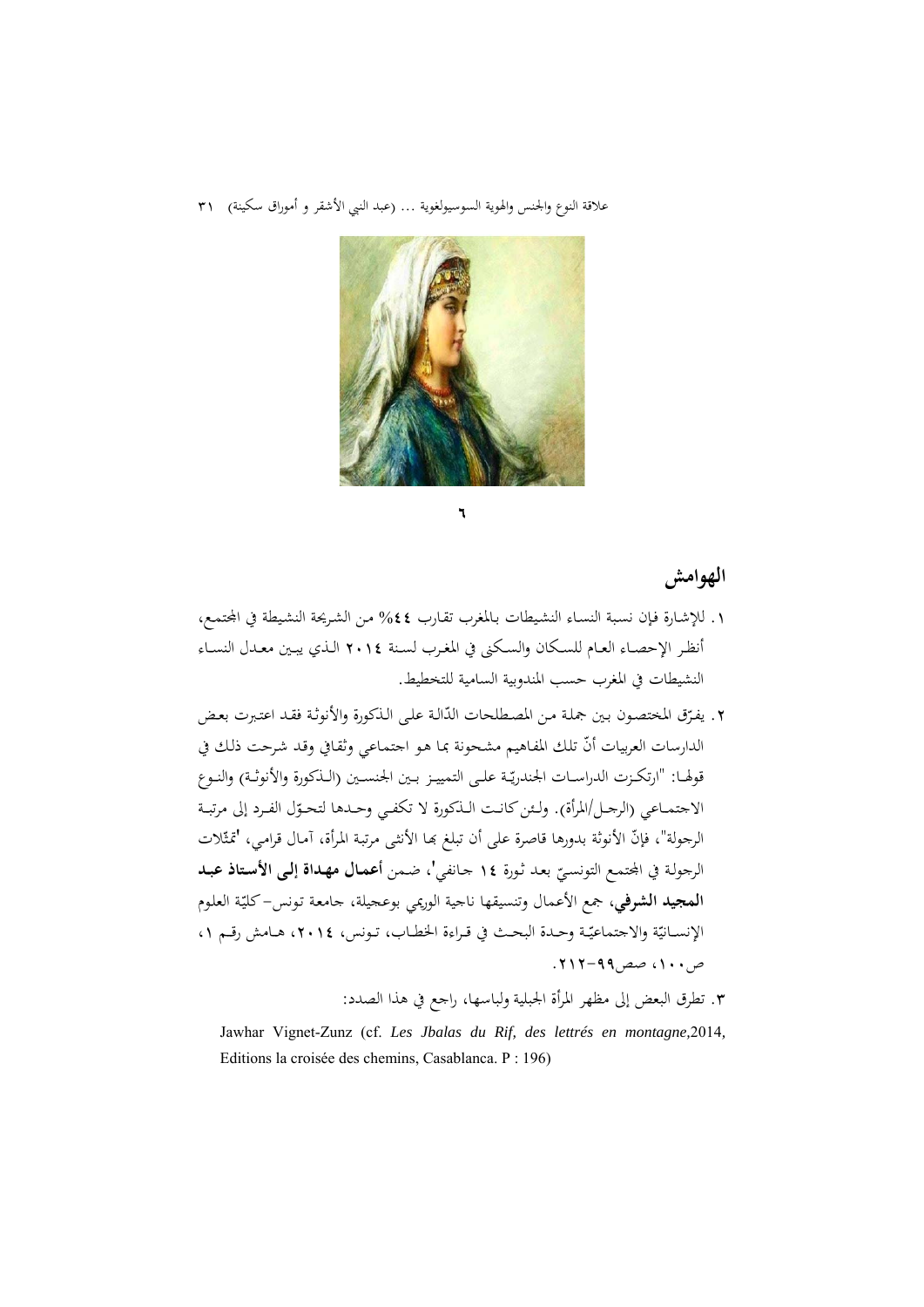٦

## الهوامش

١. للإشارة فإن نسبة النساء النشيطات بالمغرب تقارب ٤٤% من الشريحة النشيطة في المجتمع، أنظر الإحصاء العام للسكان والسكنى في المغرب لسنة ٢٠١٤ الذي يبين معدل النساء النشيطات في المغرب حسب المندوبية السامية للتخطيط.

٢. يفرّق المختصون بين جملة من المصطلحات الدّالة على الذكورة والأنوثة فقد اعتبرت بعض الدارسات العربيات أنّ تلك المفاهيم مشحونة بما هو اجتماعي وثقافي وقد شرحت ذلك في قولها: "ارتكزت الدراسات الجندريّة على التمييز بين الجنسين (الذكورة والأنوثة) والنوع الاجتماعي (الرجل/المرأة). ولئن كانت الذكورة لا تكفي وحدها لتحوّل الفرد إلى مرتبة الرجولة"، فإنّ الأنوثة بدورها قاصرة على أن تبلغ بها الأنثى مرتبة المرأة، آمال قرامي، 'تمثّلات الرجولة في المجتمع التونسيّ بعد ثورة ١٤ جانفي'، ضمن **أعمال مهداة إلى الأستاذ عبد المجيد الشرفي**، جمع الأعمال وتنسيقها ناجية الوريمي بوعجيلة، جامعة تونس-كليّة العلوم الإنسانيّة والاجتماعيّة وحدة البحث في قراءة الخطاب، تونس، ٢٠١٤، هامش رقم ١، ص١٠٠، صص٩٩-٢١٢.

٣. تطرق البعض إلى مظهر المرأة الجبلية ولباسها، راجع في هذا الصدد:

Jawhar Vignet-Zunz (cf. *Les Jbalas du Rif, des lettrés en montagne*,2014, Editions la croisée des chemins, Casablanca. P : 196)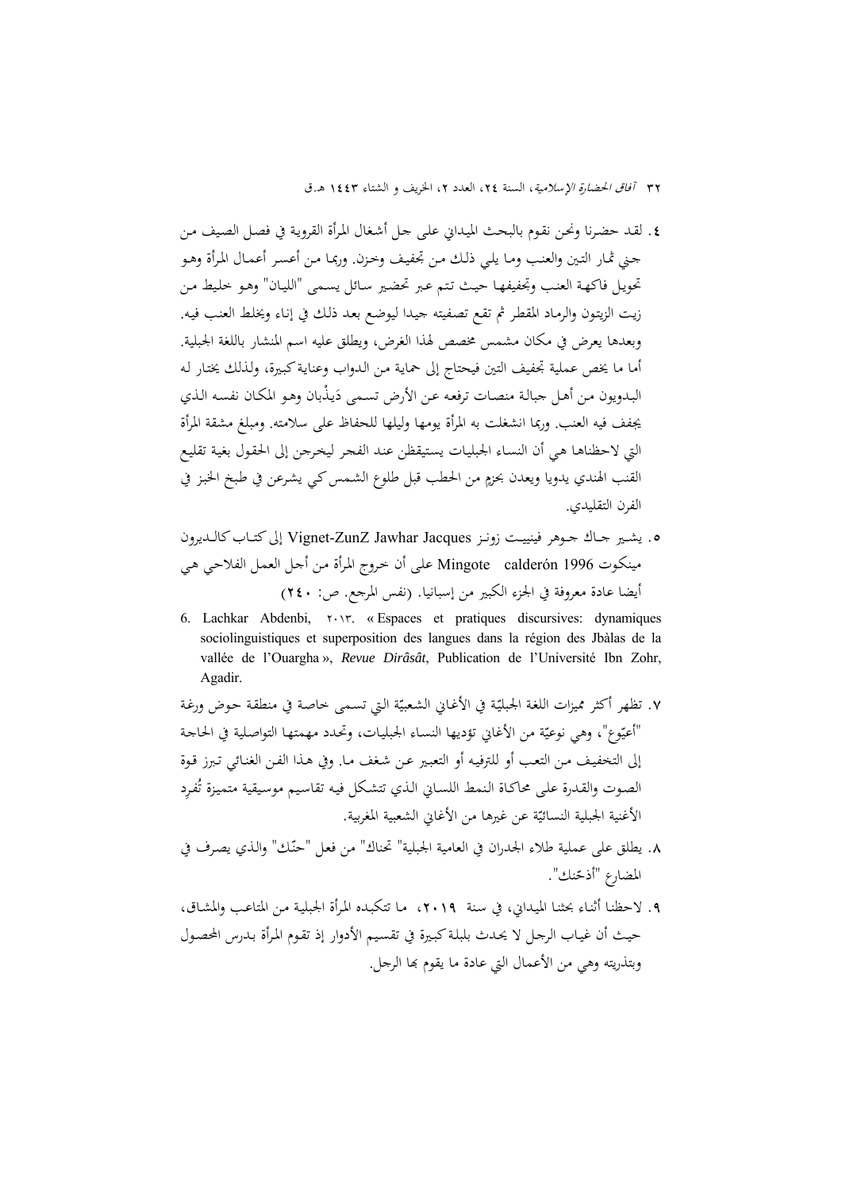٤. لقد حضرنا ونحن نقوم بالبحث الميداني على جل أشغال المرأة القروية في فصل الصيف من جني ثمار التين والعنب وما يلي ذلك من تجفيف وخزن. وربما من أعسر أعمال المرأة وهو تحويل فاكهة العنب وتجفيفها حيث تتم عبر تحضير سائل يسمى "الليان" وهو خليط من زيت الزيتون والرماد المقطر ثم تقع تصفيته جيدا ليوضع بعد ذلك في إناء ويخلط العنب فيه. وبعدها يعرض في مكان مشمس مخصص لهذا الغرض، ويطلق عليه اسم المنشار باللغة الجبلية. أما ما يخص عملية تجفيف التين فيحتاج إلى حماية من الدواب وعناية كبيرة، ولذلك يختار له البدويون من أهل جبالة منصات ترفعه عن الأرض تسمى دَيذْبان وهو المكان نفسه الذي يجفف فيه العنب. وربما انشغلت به المرأة يومها وليلها للحفاظ على سلامته. ومبلغ مشقة المرأة التي لاحظناها هي أن النساء الجبليات يستيقظن عند الفجر ليخرجن إلى الحقول بغية تقليع القنب الهندي يدويا ويعدن بحزمٍ من الحطب قبل طلوع الشمس كي يشرعن في طبخ الخبز في الفرن التقليدي.

٥. يشير جاك جوهر فينييت زونز Vignet-ZunZ Jawhar Jacques إلى كتاب كالديرون مينكوت Mingote calderón 1996 على أن خروج المرأة من أجل العمل الفلاحي هي أيضا عادة معروفة في الجزء الكبير من إسبانيا. (نفس المرجع. ص: ٢٤٠)

6. Lachkar Abdenbi, ٢٠١٣. « Espaces et pratiques discursives: dynamiques sociolinguistiques et superposition des langues dans la région des Jbàlas de la vallée de l'Ouargha », *Revue Dirâsât*, Publication de l'Université Ibn Zohr, Agadir.

٧. تظهر أكثر مميزات اللغة الجبليّة في الأغاني الشعبيّة التي تسمى خاصة في منطقة حوض ورغة "أعيّوع"، وهي نوعيّة من الأغاني تؤديها النساء الجبليات، وتحدد مهمتها التواصلية في الحاجة إلى التخفيف من التعب أو للترفيه أو التعبير عن شغف ما. وفي هذا الفن الغنائي تبرز قوة الصوت والقدرة على محاكاة النمط اللساني الذي تتشكل فيه تقاسيم موسيقية متميزة تُفرِد الأغنية الجبلية النسائيّة عن غيرها من الأغاني الشعبية المغربية.

٨. يطلق على عملية طلاء الجدران في العامية الجبلية" تحناك" من فعل "حنّك" والذي يصرف في المضارع "أذحّنك".

٩. لاحظنا أثناء بحثنا الميداني، في سنة ٢٠١٩، ما تتكبده المرأة الجبلية من المتاعب والمشاق، حيث أن غياب الرجل لا يحدث بلبلة كبيرة في تقسيم الأدوار إذ تقوم المرأة بدرس المحصول وبتذريته وهي من الأعمال التي عادة ما يقوم بها الرجل.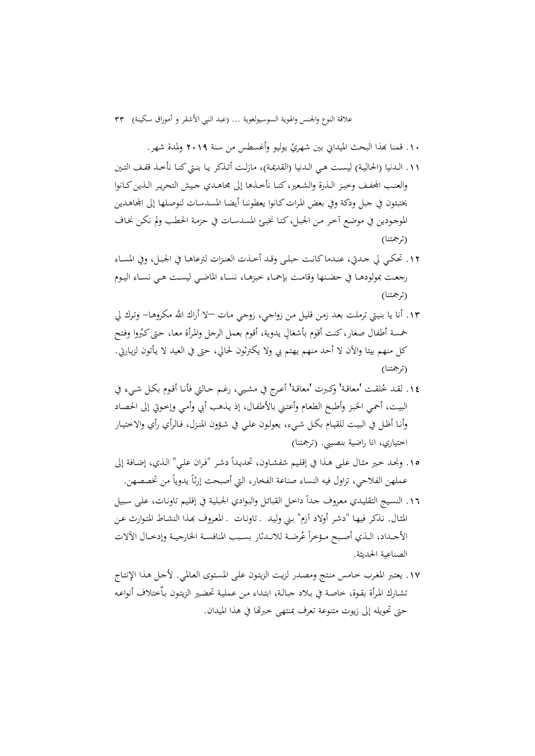١٠. قمنا بهذا البحث الميداني بين شهريْ يوليو وأغسطس من سنة **٢٠١٩** ولمدة شهر.

١١. الدنيا (الحالية) ليست هي الدنيا (القديمة)، مازلت أتذكر يا بنتي كنا نأخذ قفف التين والعنب المجفف وخبز الذرة والشعير، كنا نأخذها إلى مجاهدي جيش التحرير الذين كانوا يختبئون في جبل ودكة وفي بعض المرات كانوا يعطوننا أيضا المسدسات لنوصلها إلى المجاهدين الموجودين في موضع آخر من الجبل، كنا نخبئ المسدسات في حزمة الحطب ولم نكن نخاف (ترجمتنا)

١٢. تحكي لي جدتي، عندما كانت حبلى وقد أخذت العنزات لترعاها في الجبل، وفي المساء رجعت بمولودها في حضنها وقامت بإحماء خبزها، نساء الماضي ليست هي نساء اليوم (ترجمتنا)

١٣. أنا يا بنيتي ترملت بعد زمن قليل من زواجي، زوجي مات –لا أراك الله مكروها– وترك لي خمسة أطفال صغار، كنت أقوم بأشغالٍ يدوية، أقوم بعمل الرجل والمرأة معا، حتى كبُروا وفتح كل منهم بيتا والآن لا أحد منهم يهتم بي ولا يكترثون لحالي، حتى في العيد لا يأتون لزيارتي. (ترجمتنا)

١٤. لقد خُلقت 'معاقة' وكبرت 'معاقة' أعرج في مشيي، رغم حالتي فأنا أقوم بكل شيء في البيت، أحمي الخبز وأطبخ الطعام وأعتني بالأطفال، إذ يذهب أبي وأمي وإخوتي إلى الحصاد وأنا أظل في البيت للقيام بكل شيء، يعولون علي في شؤون المنزل، فالرأي رأي والاختيار اختياري، انا راضية بنصيبي. (ترجمتنا)

١٥. ونجد خير مثال على هذا في إقليم شفشاون، تحديداً دشر "فران علي" الذي، إضافة إلى عملهن الفلاحي، تزاول فيه النساء صناعة الفخار، التي أصبحت إرثاً يدوياً من تخصصهن.

١٦. النسيج التقليدي معروف جداً داخل القبائل والبوادي الجبلية في إقليم تاونات، على سبيل المثال. نذكر فيها "دشر أولاد آزم" بني وليد . تاونات . المعروف بهذا النشاط المتوارث عن الأجداد، الذي أصبح مؤخراً عُرضة للاندثار بسبب المنافسة الخارجية وإدخال الآلات الصناعية الحديثة.

١٧. يعتبر المغرب خامس منتج ومصدر لزيت الزيتون على المستوى العالمي. لأجل هذا الإنتاج تشارك المرأة بقوة، خاصة في بلاد جبالة، ابتداء من عملية تحضير الزيتون باختلاف أنواعه حتى تحويله إلى زيوت متنوعة تعرف بمنتهى خبرتها في هذا الميدان.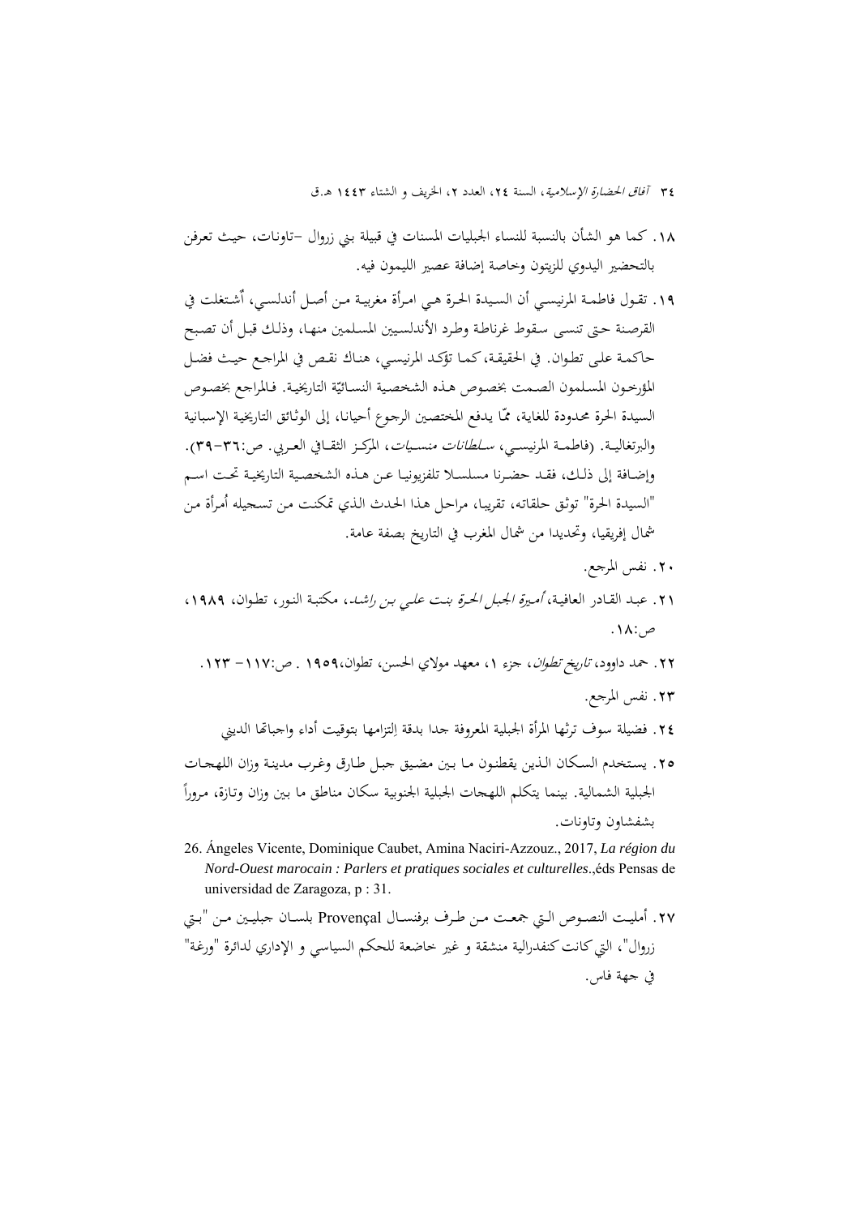١٨. كما هو الشأن بالنسبة للنساء الجبليات المسنات في قبيلة بني زروال –تاونات، حيث تعرفن بالتحضير اليدوي للزيتون وخاصة إضافة عصير الليمون فيه.

١٩. تقول فاطمة المرنيسي أن السيدة الحرة هي امرأة مغربية من أصل أندلسي، اْشتغلت في القرصنة حتى تنسى سقوط غرناطة وطرد الأندلسيين المسلمين منها، وذلك قبل أن تصبح حاكمة على تطوان. في الحقيقة، كما تؤكد المرنيسي، هناك نقص في المراجع حيث فضل المؤرخون المسلمون الصمت بخصوص هذه الشخصية النسائية التاريخية. فالمراجع بخصوص السيدة الحرة محدودة للغاية، ممّا يدفع المختصين الرجوع أحيانا، إلى الوثائق التاريخية الإسبانية والبرتغالية. (فاطمة المرنيسي، *سلطانات منسيات*، المركز الثقافي العربي. ص:٣٦-٣٩). وإضافة إلى ذلك، فقد حضرنا مسلسلا تلفزيونيا عن هذه الشخصية التاريخية تحت اسم "السيدة الحرة" توثق حلقاته، تقريبا، مراحل هذا الحدث الذي تمكنت من تسجيله اُمرأة من شمال إفريقيا، وتحديدا من شمال المغرب في التاريخ بصفة عامة.

٢٠. نفس المرجع.

٢١. عبد القادر العافية، *أميرة الجبل الحرة بنت علي بن راشد*، مكتبة النور، تطوان، ١٩٨٩، ص:١٨.

٢٢. حمد داوود، *تاريخ تطوان*، جزء ١، معهد مولاي الحسن، تطوان،١٩٥٩ . ص:١١٧– ١٢٣.

٢٣. نفس المرجع.

٢٤. فضيلة سوف ترثها المرأة الجبلية المعروفة جدا بدقة اِلتزامها بتوقيت أداء واجباتها الديني

٢٥. يستخدم السكان الذين يقطنون ما بين مضيق جبل طارق وغرب مدينة وزان اللهجات الجبلية الشمالية. بينما يتكلم اللهجات الجبلية الجنوبية سكان مناطق ما بين وزان وتازة، مروراً بشفشاون وتاونات.

26. Ángeles Vicente, Dominique Caubet, Amina Naciri-Azzouz., 2017, ***La région du Nord-Ouest marocain : Parlers et pratiques sociales et culturelles***.,éds Pensas de universidad de Zaragoza, p : 31.

٢٧. أمليت النصوص التي جمعت من طرف برفنسال Provençal بلسان جبليين من "بني زروال"، التي كانت كنفدرالية منشقة و غير خاضعة للحكم السياسي و الإداري لدائرة "ورغة" في جهة فاس.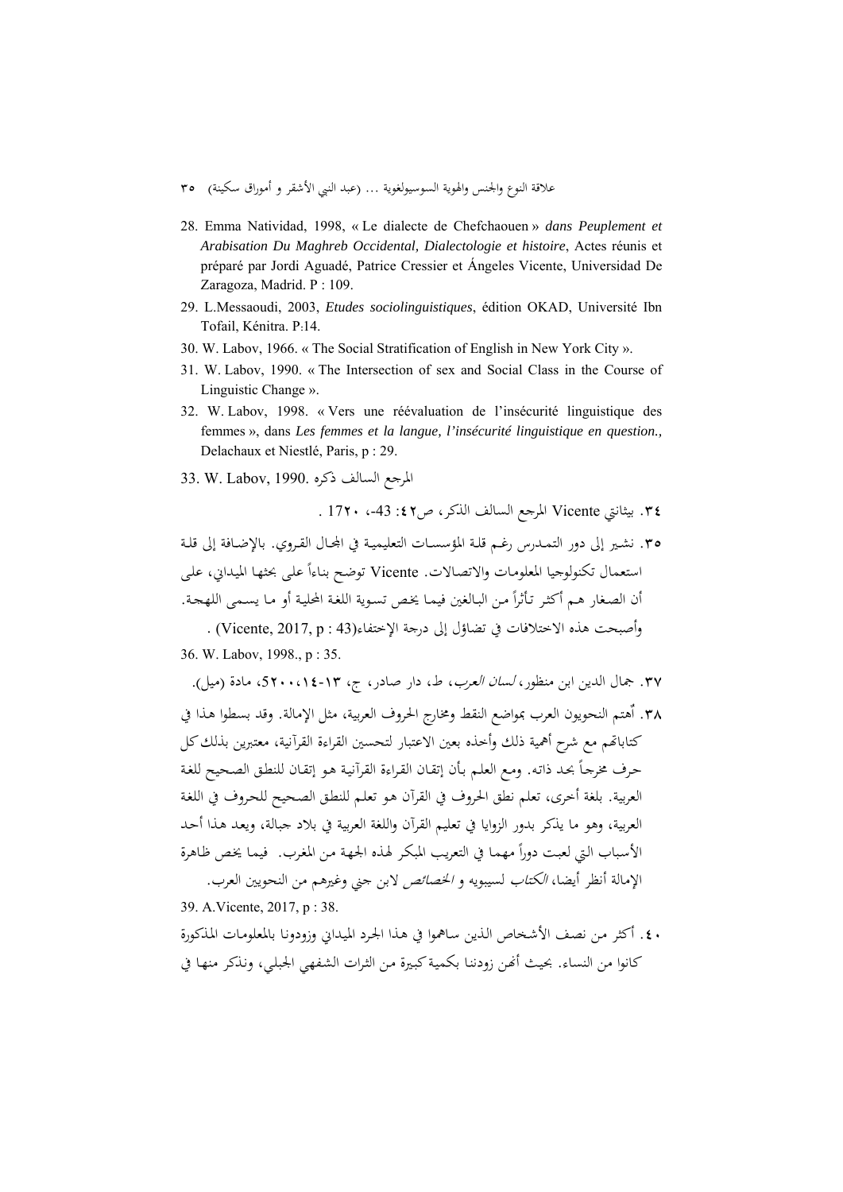28. Emma Natividad, 1998, « Le dialecte de Chefchaouen » *dans Peuplement et Arabisation Du Maghreb Occidental, Dialectologie et histoire*, Actes réunis et préparé par Jordi Aguadé, Patrice Cressier et Ángeles Vicente, Universidad De Zaragoza, Madrid. P : 109.

29. L.Messaoudi, 2003, *Etudes sociolinguistiques*, édition OKAD, Université Ibn Tofail, Kénitra. P:14.

30. W. Labov, 1966. « The Social Stratification of English in New York City ».

31. W. Labov, 1990. « The Intersection of sex and Social Class in the Course of Linguistic Change ».

32. W. Labov, 1998. « Vers une réévaluation de l'insécurité linguistique des femmes », dans *Les femmes et la langue, l'insécurité linguistique en question.,* Delachaux et Niestlé, Paris, p : 29.

33. W. Labov, 1990. المرجع السالف ذكره

٣٤. بيثانتي Vicente المرجع السالف الذكر، ص٤٢: 43-، ١٧٢٠ .

٣٥. نشير إلى دور التمدرس رغم قلة المؤسسات التعليمية في المجال القروي. بالإضافة إلى قلة استعمال تكنولوجيا المعلومات والاتصالات. Vicente توضح بناءاً على بحثها الميداني، على أن الصغار هم أكثر تأثراً من البالغين فيما يخص تسوية اللغة المحلية أو ما يسمى اللهجة. وأصبحت هذه الاختلافات في تضاؤل إلى درجة الإختفاء(Vicente, 2017, p : 43) .

36. W. Labov, 1998., p : 35.

٣٧. جمال الدين ابن منظور، *لسان العرب*، ط، دار صادر، ج، ١٣-١٤، ٥٢٠٠، مادة (ميل).

٣٨. اُهتم النحويون العرب بمواضع النقط ومخارج الحروف العربية، مثل الإمالة. وقد بسطوا هذا في كتاباتهم مع شرح أهمية ذلك وأخذه بعين الاعتبار لتحسين القراءة القرآنية، معتبرين بذلك كل حرف مخرجاً بحد ذاته. ومع العلم بأن إتقان القراءة القرآنية هو إتقان للنطق الصحيح للغة العربية. بلغة أخرى، تعلم نطق الحروف في القرآن هو تعلم للنطق الصحيح للحروف في اللغة العربية، وهو ما يذكر بدور الزوايا في تعليم القرآن واللغة العربية في بلاد جبالة، ويعد هذا أحد الأسباب التي لعبت دوراً مهما في التعريب المبكر لهذه الجهة من المغرب. فيما يخص ظاهرة الإمالة أنظر أيضا، *الكتاب* لسيبويه و *الخصائص* لابن جني وغيرهم من النحويين العرب.

39. A.Vicente, 2017, p : 38.

٤٠. أكثر من نصف الأشخاص الذين ساهموا في هذا الجرد الميداني وزودونا بالمعلومات المذكورة كانوا من النساء. بحيث أنهن زودننا بكمية كبيرة من التراث الشفهي الجبلي، ونذكر منها في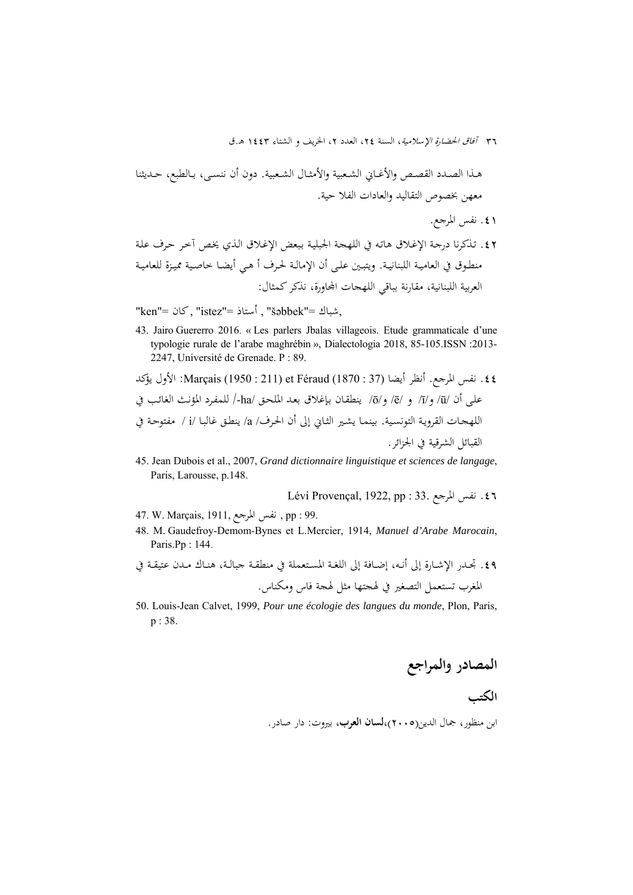هذا الصدد القصص والأغاني الشعبية والأمثال الشعبية. دون أن ننسى، بالطبع، حديثنا معهن بخصوص التقاليد والعادات الفلا حية.

٤١. نفس المرجع.

٤٢. تذكرنا درجة الإغلاق هاته في اللهجة الجبلية ببعض الإغلاق الذي يخص آخر حرف علة منطوق في العامية اللبنانية. ويتبين على أن الإمالة لحرف أ هي أيضا خاصية مميزة للعامية العربية اللبنانية، مقارنة بباقي اللهجات المجاورة، نذكر كمثال:

"ken"= كان , "istez"= أستاذ , "šəbbek"= شباك,

43. Jairo Guererro 2016. « Les parlers Jbalas villageois. Etude grammaticale d'une typologie rurale de l'arabe maghrébin », Dialectologia 2018, 85-105.ISSN :2013-2247, Université de Grenade. P : 89.

٤٤. نفس المرجع. أنظر أيضا Marçais (1950 : 211) et Féraud (1870 : 37): الأول يؤكد على أن /ū/ و/ī/ و /ē/ و/ō/ ينطقان بإغلاق بعد الملحق /ha-/ للمفرد المؤنث الغائب في اللهجات القروية التونسية. بينما يشير الثاني إلى أن الحرف/ a/ ينطق غالبا /i / مفتوحة في القبائل الشرقية في الجزائر.

45. Jean Dubois et al., 2007, *Grand dictionnaire linguistique et sciences de langage*, Paris, Larousse, p.148.

٤٦. نفس المرجع. Lévi Provençal, 1922, pp : 33.

47. W. Marçais, 1911, نفس المرجع , pp : 99.

48. M. Gaudefroy-Demom-Bynes et L.Mercier, 1914, *Manuel d'Arabe Marocain*, Paris.Pp : 144.

٤٩. تجدر الإشارة إلى أنه، إضافة إلى اللغة المستعملة في منطقة جبالة، هناك مدن عتيقة في المغرب تستعمل التصغير في لهجتها مثل لهجة فاس ومكناس.

50. Louis-Jean Calvet, 1999, *Pour une écologie des langues du monde*, Plon, Paris, p : 38.

## المصادر والمراجع

### الكتب

ابن منظور، جمال الدين(٢٠٠٥)،**لسان العرب**، بيروت: دار صادر.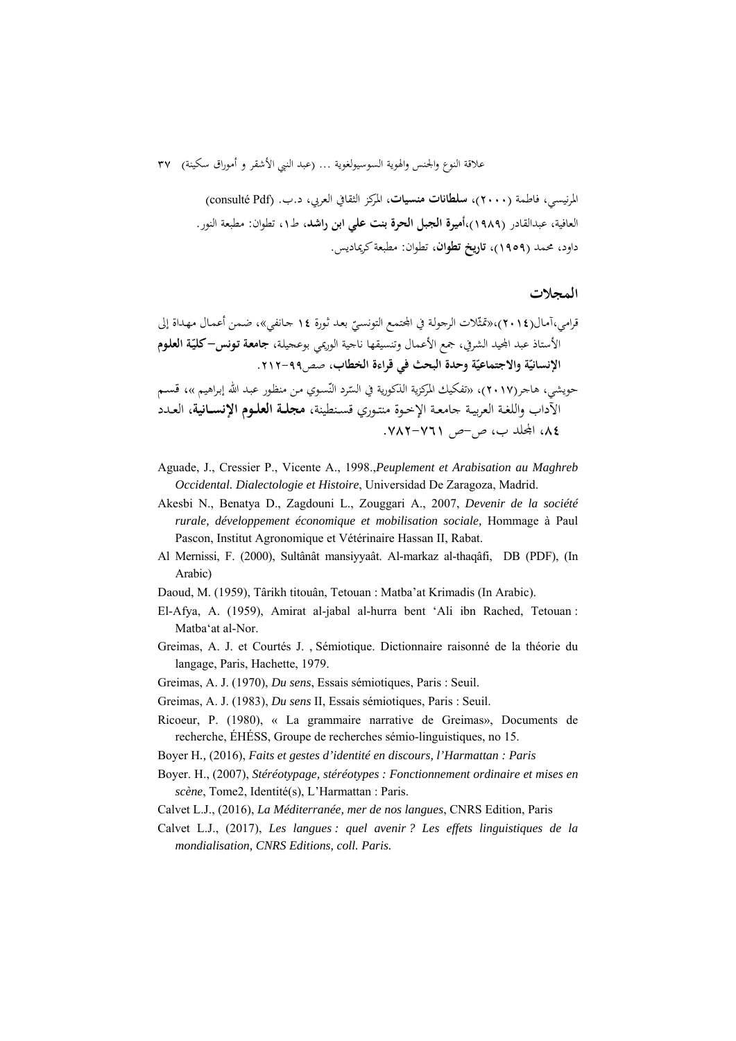المرنيسي، فاطمة (٢٠٠٠)، **سلطانات منسيات**، المركز الثقافي العربي، د.ب. (consulté Pdf)

العافية، عبدالقادر (١٩٨٩)،**أميرة الجبل الحرة بنت علي ابن راشد**، ط١، تطوان: مطبعة النور.

داود، محمد (١٩٥٩)، **تاريخ تطوان**، تطوان: مطبعة كريماديس.

## المجلات

قرامي،آمال(٢٠١٤)،«تمثّلات الرجولة في المجتمع التونسيّ بعد ثورة ١٤ جانفي»، ضمن أعمال مهداة إلى الأستاذ عبد المجيد الشرفي، جمع الأعمال وتنسيقها ناجية الوريمي بوعجيلة، **جامعة تونس–كليّة العلوم الإنسانيّة والاجتماعيّة وحدة البحث في قراءة الخطاب**، صص٩٩-٢١٢.

حويشي، هاجر(٢٠١٧)، «تفكيك المركزية الذكورية في السّرد النّسوي من منظور عبد الله إبراهيم »، قسم الآداب واللغة العربية جامعة الإخوة منتوري قسنطينة، **مجلة العلوم الإنسانية**، العدد ٨٤، المجلد ب، ص-ص ٧٦١-٧٨٢.

Aguade, J., Cressier P., Vicente A., 1998.,*Peuplement et Arabisation au Maghreb Occidental. Dialectologie et Histoire*, Universidad De Zaragoza, Madrid.

Akesbi N., Benatya D., Zagdouni L., Zouggari A., 2007, *Devenir de la société rurale, développement économique et mobilisation sociale,* Hommage à Paul Pascon, Institut Agronomique et Vétérinaire Hassan II, Rabat.

Al Mernissi, F. (2000), Sultânât mansiyyaât. Al-markaz al-thaqâfi, DB (PDF), (In Arabic)

Daoud, M. (1959), Târikh titouân, Tetouan : Matba'at Krimadis (In Arabic).

El-Afya, A. (1959), Amirat al-jabal al-hurra bent ʻAli ibn Rached, Tetouan : Matbaʻat al-Nor.

Greimas, A. J. et Courtés J. , Sémiotique. Dictionnaire raisonné de la théorie du langage, Paris, Hachette, 1979.

Greimas, A. J. (1970), *Du sens*, Essais sémiotiques, Paris : Seuil.

Greimas, A. J. (1983), *Du sens* II, Essais sémiotiques, Paris : Seuil.

Ricoeur, P. (1980), « La grammaire narrative de Greimas», Documents de recherche, ÉHÉSS, Groupe de recherches sémio-linguistiques, no 15.

Boyer H., (2016), *Faits et gestes d'identité en discours, l'Harmattan : Paris*

Boyer. H., (2007), *Stéréotypage, stéréotypes : Fonctionnement ordinaire et mises en scène*, Tome2, Identité(s), L'Harmattan : Paris.

Calvet L.J., (2016), *La Méditerranée, mer de nos langues*, CNRS Edition, Paris

Calvet L.J., (2017), *Les langues : quel avenir ? Les effets linguistiques de la mondialisation, CNRS Editions, coll. Paris.*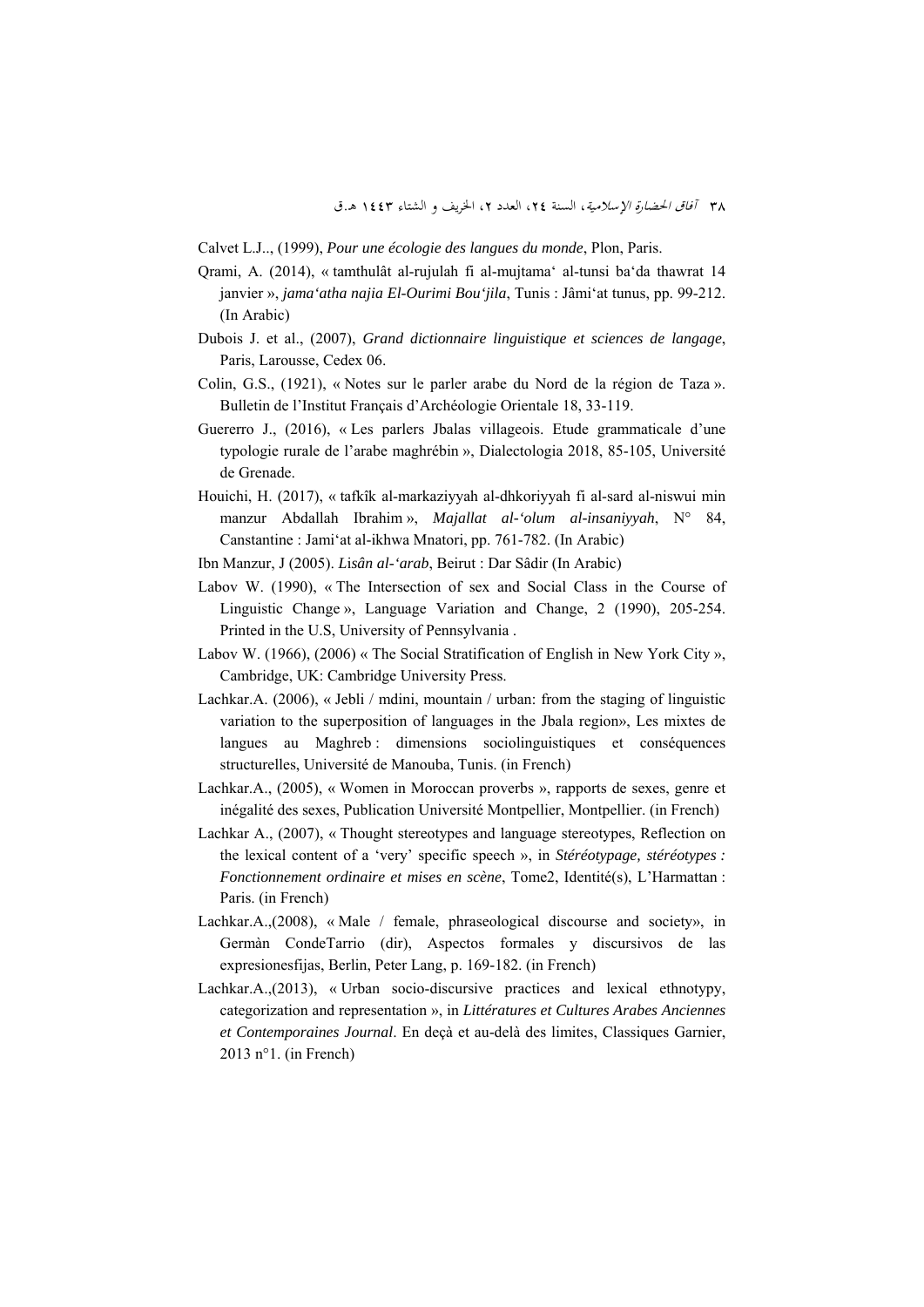Calvet L.J.., (1999), *Pour une écologie des langues du monde*, Plon, Paris.

Qrami, A. (2014), « tamthulât al-rujulah fi al-mujtama‘ al-tunsi ba‘da thawrat 14 janvier », *jama‘atha najia El-Ourimi Bou‘jila*, Tunis : Jâmi‘at tunus, pp. 99-212. (In Arabic)

Dubois J. et al., (2007), *Grand dictionnaire linguistique et sciences de langage*, Paris, Larousse, Cedex 06.

Colin, G.S., (1921), « Notes sur le parler arabe du Nord de la région de Taza ». Bulletin de l'Institut Français d'Archéologie Orientale 18, 33-119.

Guererro J., (2016), « Les parlers Jbalas villageois. Etude grammaticale d'une typologie rurale de l'arabe maghrébin », Dialectologia 2018, 85-105, Université de Grenade.

Houichi, H. (2017), « tafkîk al-markaziyyah al-dhkoriyyah fi al-sard al-niswui min manzur Abdallah Ibrahim », *Majallat al-‘olum al-insaniyyah*, N° 84, Canstantine : Jami‘at al-ikhwa Mnatori, pp. 761-782. (In Arabic)

Ibn Manzur, J (2005). *Lisân al-‘arab*, Beirut : Dar Sâdir (In Arabic)

Labov W. (1990), « The Intersection of sex and Social Class in the Course of Linguistic Change », Language Variation and Change, 2 (1990), 205-254. Printed in the U.S, University of Pennsylvania .

Labov W. (1966), (2006) « The Social Stratification of English in New York City », Cambridge, UK: Cambridge University Press.

Lachkar.A. (2006), « Jebli / mdini, mountain / urban: from the staging of linguistic variation to the superposition of languages in the Jbala region», Les mixtes de langues au Maghreb : dimensions sociolinguistiques et conséquences structurelles, Université de Manouba, Tunis. (in French)

Lachkar.A., (2005), « Women in Moroccan proverbs », rapports de sexes, genre et inégalité des sexes, Publication Université Montpellier, Montpellier. (in French)

Lachkar A., (2007), « Thought stereotypes and language stereotypes, Reflection on the lexical content of a ‘very’ specific speech », in *Stéréotypage, stéréotypes : Fonctionnement ordinaire et mises en scène*, Tome2, Identité(s), L'Harmattan : Paris. (in French)

Lachkar.A.,(2008), « Male / female, phraseological discourse and society», in Germàn CondeTarrio (dir), Aspectos formales y discursivos de las expresionesfijas, Berlin, Peter Lang, p. 169-182. (in French)

Lachkar.A.,(2013), « Urban socio-discursive practices and lexical ethnotypy, categorization and representation », in *Littératures et Cultures Arabes Anciennes et Contemporaines Journal*. En deçà et au-delà des limites, Classiques Garnier, 2013 n°1. (in French)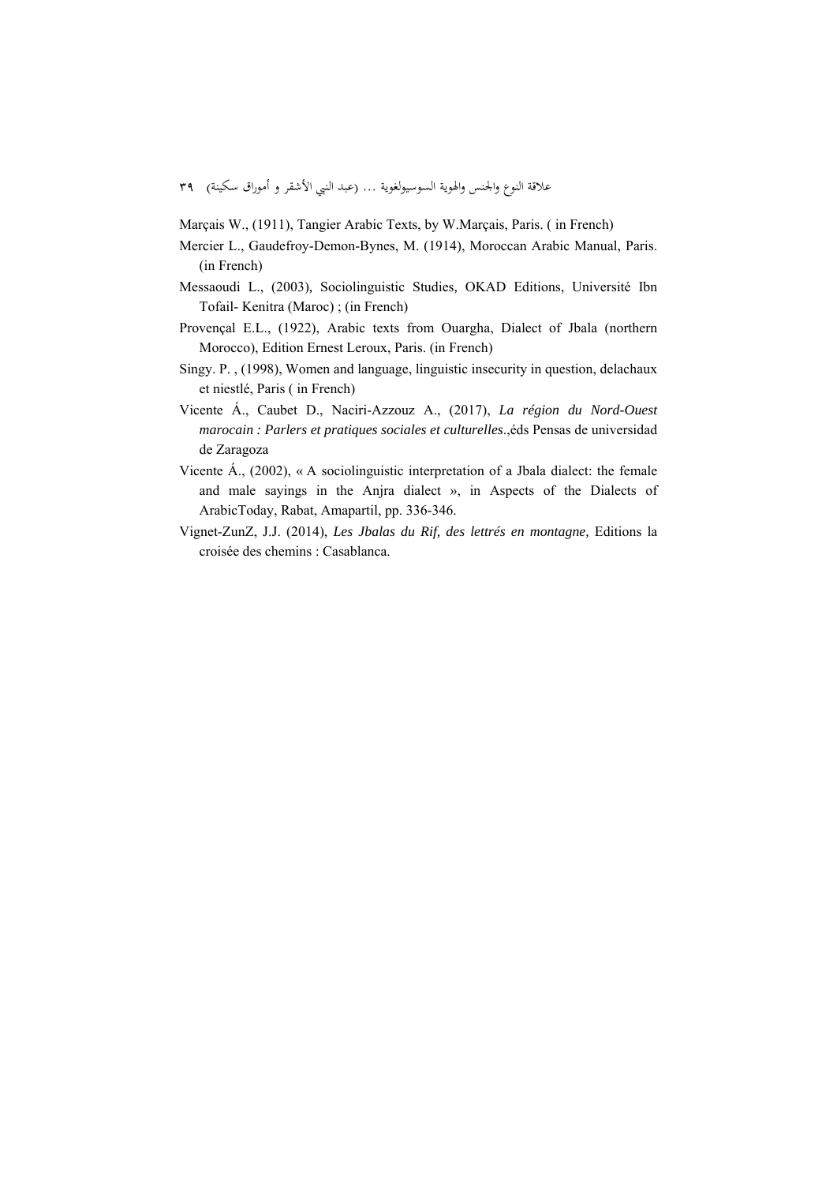Marçais W., (1911), Tangier Arabic Texts, by W.Marçais, Paris. ( in French)

Mercier L., Gaudefroy-Demon-Bynes, M. (1914), Moroccan Arabic Manual, Paris. (in French)

Messaoudi L., (2003), Sociolinguistic Studies, OKAD Editions, Université Ibn Tofail- Kenitra (Maroc) ; (in French)

Provençal E.L., (1922), Arabic texts from Ouargha, Dialect of Jbala (northern Morocco), Edition Ernest Leroux, Paris. (in French)

Singy. P. , (1998), Women and language, linguistic insecurity in question, delachaux et niestlé, Paris ( in French)

Vicente Á., Caubet D., Naciri-Azzouz A., (2017), *La région du Nord-Ouest marocain : Parlers et pratiques sociales et culturelles*.,éds Pensas de universidad de Zaragoza

Vicente Á., (2002), « A sociolinguistic interpretation of a Jbala dialect: the female and male sayings in the Anjra dialect », in Aspects of the Dialects of ArabicToday, Rabat, Amapartil, pp. 336-346.

Vignet-ZunZ, J.J. (2014), *Les Jbalas du Rif, des lettrés en montagne,* Editions la croisée des chemins : Casablanca.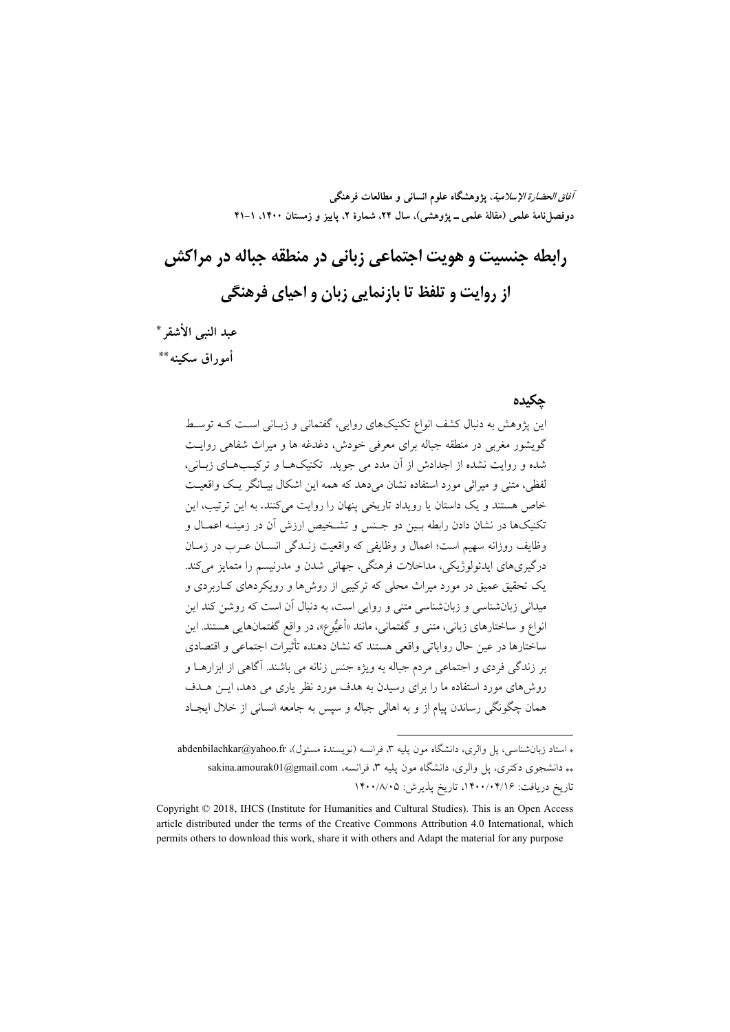# رابطه جنسیت و هویت اجتماعی زبانی در منطقه جباله در مراکش

## از روایت و تلفظ تا بازنمایی زبان و احیای فرهنگی

**عبد النبی الأشقر** *

**أموراق سکینه** **

### چکیده

این پژوهش به دنبال کشف انواع تکنیک‌های روایی، گفتمانی و زبـانی اسـت کـه توسـط گویشور مغربی در منطقه جباله برای معرفی خودش، دغدغه ها و میراث شفاهی روایـت شده و روایت نشده از اجدادش از آن مدد می جوید. تکنیک‌هـا و ترکیـب‌هـای زبـانی، لفظی، متنی و میراثی مورد استفاده نشان می‌دهد که همه این اشکال بیـانگر یـک واقعیـت خاص هستند و یک داستان یا رویداد تاریخی پنهان را روایت می‌کنند. به این ترتیب، این تکنیک‌ها در نشان دادن رابطه بـین دو جـنس و تشـخیص ارزش آن در زمینـه اعمـال و وظایف روزانه سهیم است؛ اعمال و وظایفی که واقعیت زنـدگی انسـان عـرب در زمـان درگیری‌های ایدئولوژیکی، مداخلات فرهنگی، جهانی شدن و مدرنیسم را متمایز می‌کند. یک تحقیق عمیق در مورد میراث محلی که ترکیبی از روش‌ها و رویکردهای کـاربردی و میدانی زبان‌شناسی و زبان‌شناسی متنی و روایی است، به دنبال آن است که روشن کند این انواع و ساختارهای زبانی، متنی و گفتمانی، مانند «أعيُّوع»، در واقع گفتمان‌هایی هستند. این ساختارها در عین حال روایاتی واقعی هستند که نشان دهنده تأثیرات اجتماعی و اقتصادی بر زندگی فردی و اجتماعی مردم جباله به ویژه جنس زنانه می باشند. آگاهی از ابزارهـا و روش‌های مورد استفاده ما را برای رسیدن به هدف مورد نظر یاری می دهد، ایـن هـدف همان چگونگی رساندن پیام از و به اهالی جباله و سپس به جامعه انسانی از خلال ایجـاد

---

* استاد زبان‌شناسی، پل والری، دانشگاه مون پلیه ۳، فرانسه (نویسندهٔ مسئول)، abdenbilachkar@yahoo.fr

** دانشجوی دکتری، پل والری، دانشگاه مون پلیه ۳، فرانسه، sakina.amourak01@gmail.com

تاریخ دریافت: ۱۴۰۰/۰۴/۱۶، تاریخ پذیرش: ۱۴۰۰/۰۸/۰۵

Copyright © 2018, IHCS (Institute for Humanities and Cultural Studies). This is an Open Access article distributed under the terms of the Creative Commons Attribution 4.0 International, which permits others to download this work, share it with others and Adapt the material for any purpose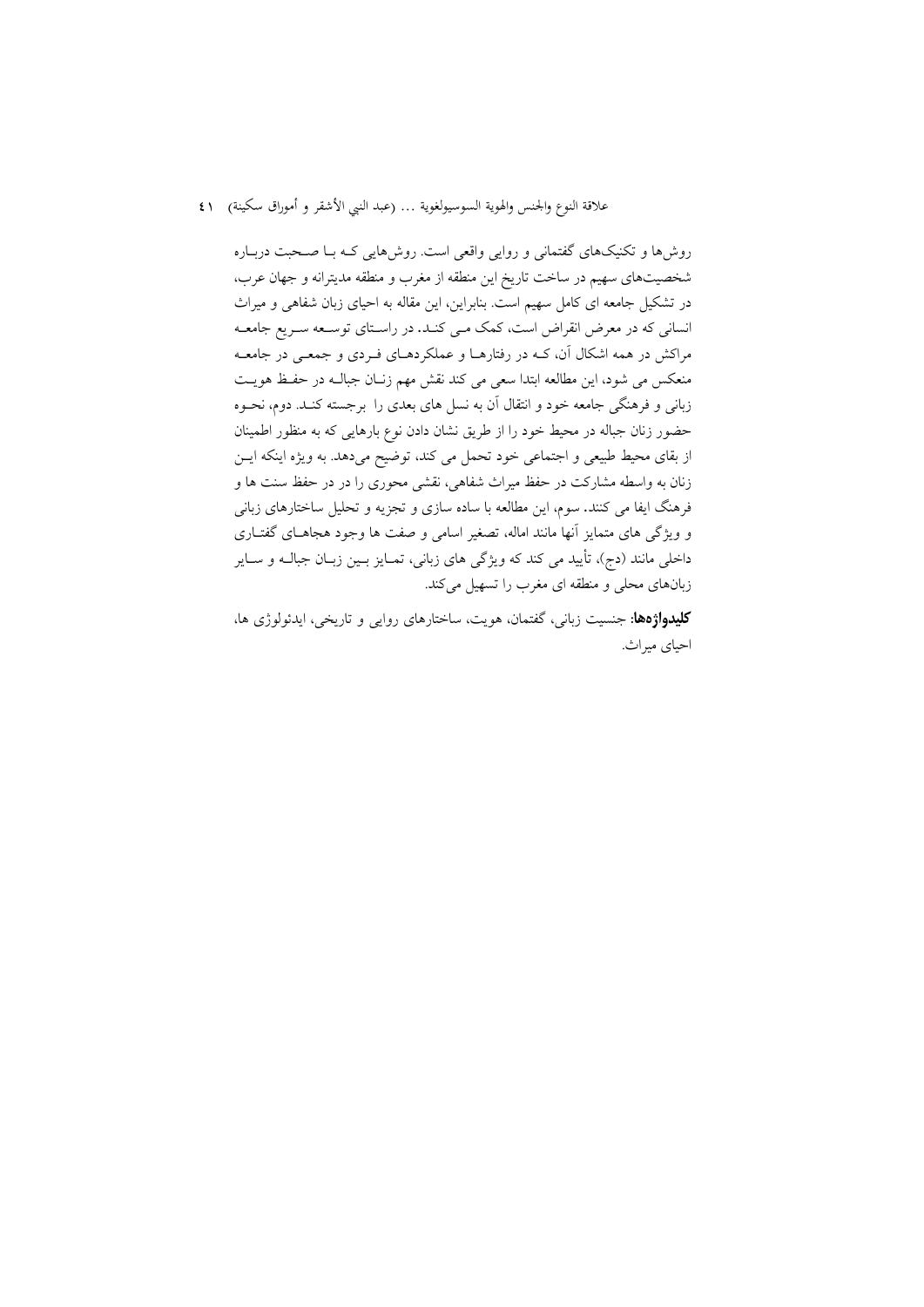روش‌ها و تکنیک‌های گفتمانی و روایی واقعی است. روش‌هایی کـه بـا صـحبت دربـاره شخصیت‌های سهیم در ساخت تاریخ این منطقه از مغرب و منطقه مدیترانه و جهان عرب، در تشکیل جامعه ای کامل سهیم است. بنابراین، این مقاله به احیای زبان شفاهی و میراث انسانی که در معرض انقراض است، کمک مـی کنـد. در راسـتای توسـعه سـریع جامعـه مراکش در همه اشکال آن، کـه در رفتارهـا و عملکردهـای فـردی و جمعـی در جامعـه منعکس می شود، این مطالعه ابتدا سعی می کند نقش مهم زنـان جبالـه در حفـظ هویـت زبانی و فرهنگی جامعه خود و انتقال آن به نسل های بعدی را برجسته کنـد. دوم، نحـوه حضور زنان جباله در محیط خود را از طریق نشان دادن نوع بارهایی که به منظور اطمینان از بقای محیط طبیعی و اجتماعی خود تحمل می کند، توضیح می‌دهد. به ویژه اینکه ایـن زنان به واسطه مشارکت در حفظ میراث شفاهی، نقشی محوری را در در حفظ سنت ها و فرهنگ ایفا می کنند. سوم، این مطالعه با ساده سازی و تجزیه و تحلیل ساختارهای زبانی و ویژگی های متمایز آنها مانند اماله، تصغیر اسامی و صفت ها وجود هجاهـای گفتـاری داخلی مانند (دج)، تأیید می کند که ویژگی های زبانی، تمـایز بـین زبـان جبالـه و سـایر زبان‌های محلی و منطقه ای مغرب را تسهیل می‌کند.

**کلیدواژه‌ها**: جنسیت زبانی، گفتمان، هویت، ساختارهای روایی و تاریخی، ایدئولوژی ها، احیای میراث.